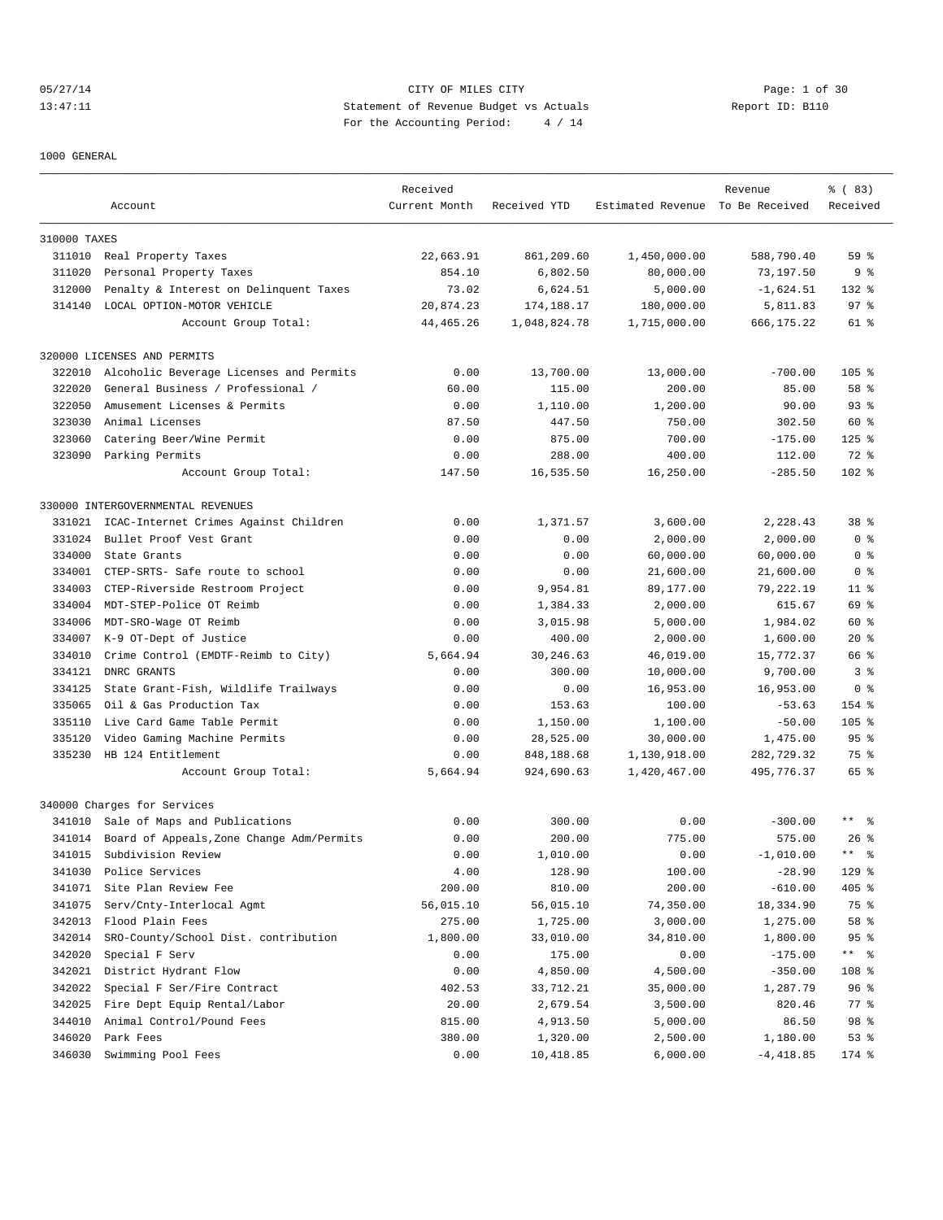CITY OF MILES CITY
Statement of Revenue Budget vs Actuals
For the Accounting Period: 4 / 14

1000 GENERAL

| | Account | Received Current Month | Received YTD | Estimated Revenue | Revenue To Be Received | % ( 83) Received |
|---|---|---|---|---|---|---|
| **310000 TAXES** | | | | | | |
| 311010 | Real Property Taxes | 22,663.91 | 861,209.60 | 1,450,000.00 | 588,790.40 | 59 % |
| 311020 | Personal Property Taxes | 854.10 | 6,802.50 | 80,000.00 | 73,197.50 | 9 % |
| 312000 | Penalty & Interest on Delinquent Taxes | 73.02 | 6,624.51 | 5,000.00 | -1,624.51 | 132 % |
| 314140 | LOCAL OPTION-MOTOR VEHICLE | 20,874.23 | 174,188.17 | 180,000.00 | 5,811.83 | 97 % |
| | Account Group Total: | 44,465.26 | 1,048,824.78 | 1,715,000.00 | 666,175.22 | 61 % |
| **320000 LICENSES AND PERMITS** | | | | | | |
| 322010 | Alcoholic Beverage Licenses and Permits | 0.00 | 13,700.00 | 13,000.00 | -700.00 | 105 % |
| 322020 | General Business / Professional / | 60.00 | 115.00 | 200.00 | 85.00 | 58 % |
| 322050 | Amusement Licenses & Permits | 0.00 | 1,110.00 | 1,200.00 | 90.00 | 93 % |
| 323030 | Animal Licenses | 87.50 | 447.50 | 750.00 | 302.50 | 60 % |
| 323060 | Catering Beer/Wine Permit | 0.00 | 875.00 | 700.00 | -175.00 | 125 % |
| 323090 | Parking Permits | 0.00 | 288.00 | 400.00 | 112.00 | 72 % |
| | Account Group Total: | 147.50 | 16,535.50 | 16,250.00 | -285.50 | 102 % |
| **330000 INTERGOVERNMENTAL REVENUES** | | | | | | |
| 331021 | ICAC-Internet Crimes Against Children | 0.00 | 1,371.57 | 3,600.00 | 2,228.43 | 38 % |
| 331024 | Bullet Proof Vest Grant | 0.00 | 0.00 | 2,000.00 | 2,000.00 | 0 % |
| 334000 | State Grants | 0.00 | 0.00 | 60,000.00 | 60,000.00 | 0 % |
| 334001 | CTEP-SRTS- Safe route to school | 0.00 | 0.00 | 21,600.00 | 21,600.00 | 0 % |
| 334003 | CTEP-Riverside Restroom Project | 0.00 | 9,954.81 | 89,177.00 | 79,222.19 | 11 % |
| 334004 | MDT-STEP-Police OT Reimb | 0.00 | 1,384.33 | 2,000.00 | 615.67 | 69 % |
| 334006 | MDT-SRO-Wage OT Reimb | 0.00 | 3,015.98 | 5,000.00 | 1,984.02 | 60 % |
| 334007 | K-9 OT-Dept of Justice | 0.00 | 400.00 | 2,000.00 | 1,600.00 | 20 % |
| 334010 | Crime Control (EMDTF-Reimb to City) | 5,664.94 | 30,246.63 | 46,019.00 | 15,772.37 | 66 % |
| 334121 | DNRC GRANTS | 0.00 | 300.00 | 10,000.00 | 9,700.00 | 3 % |
| 334125 | State Grant-Fish, Wildlife Trailways | 0.00 | 0.00 | 16,953.00 | 16,953.00 | 0 % |
| 335065 | Oil & Gas Production Tax | 0.00 | 153.63 | 100.00 | -53.63 | 154 % |
| 335110 | Live Card Game Table Permit | 0.00 | 1,150.00 | 1,100.00 | -50.00 | 105 % |
| 335120 | Video Gaming Machine Permits | 0.00 | 28,525.00 | 30,000.00 | 1,475.00 | 95 % |
| 335230 | HB 124 Entitlement | 0.00 | 848,188.68 | 1,130,918.00 | 282,729.32 | 75 % |
| | Account Group Total: | 5,664.94 | 924,690.63 | 1,420,467.00 | 495,776.37 | 65 % |
| **340000 Charges for Services** | | | | | | |
| 341010 | Sale of Maps and Publications | 0.00 | 300.00 | 0.00 | -300.00 | ** % |
| 341014 | Board of Appeals,Zone Change Adm/Permits | 0.00 | 200.00 | 775.00 | 575.00 | 26 % |
| 341015 | Subdivision Review | 0.00 | 1,010.00 | 0.00 | -1,010.00 | ** % |
| 341030 | Police Services | 4.00 | 128.90 | 100.00 | -28.90 | 129 % |
| 341071 | Site Plan Review Fee | 200.00 | 810.00 | 200.00 | -610.00 | 405 % |
| 341075 | Serv/Cnty-Interlocal Agmt | 56,015.10 | 56,015.10 | 74,350.00 | 18,334.90 | 75 % |
| 342013 | Flood Plain Fees | 275.00 | 1,725.00 | 3,000.00 | 1,275.00 | 58 % |
| 342014 | SRO-County/School Dist. contribution | 1,800.00 | 33,010.00 | 34,810.00 | 1,800.00 | 95 % |
| 342020 | Special F Serv | 0.00 | 175.00 | 0.00 | -175.00 | ** % |
| 342021 | District Hydrant Flow | 0.00 | 4,850.00 | 4,500.00 | -350.00 | 108 % |
| 342022 | Special F Ser/Fire Contract | 402.53 | 33,712.21 | 35,000.00 | 1,287.79 | 96 % |
| 342025 | Fire Dept Equip Rental/Labor | 20.00 | 2,679.54 | 3,500.00 | 820.46 | 77 % |
| 344010 | Animal Control/Pound Fees | 815.00 | 4,913.50 | 5,000.00 | 86.50 | 98 % |
| 346020 | Park Fees | 380.00 | 1,320.00 | 2,500.00 | 1,180.00 | 53 % |
| 346030 | Swimming Pool Fees | 0.00 | 10,418.85 | 6,000.00 | -4,418.85 | 174 % |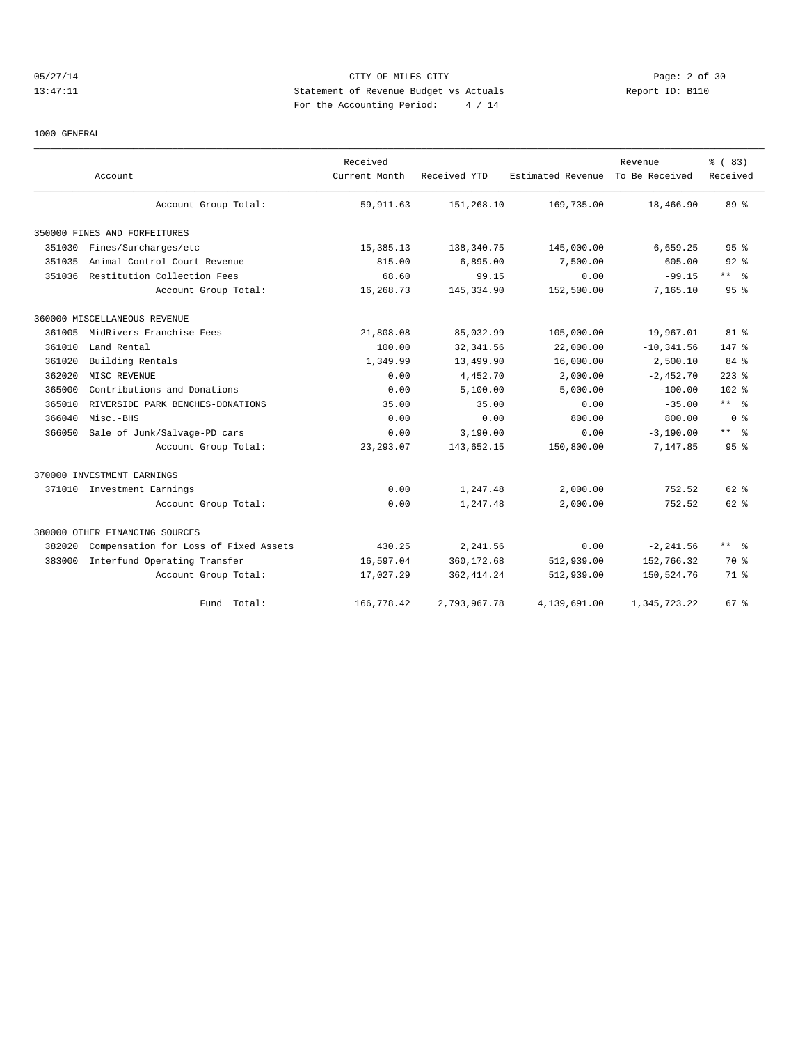CITY OF MILES CITY

Statement of Revenue Budget vs Actuals

For the Accounting Period: 4 / 14

05/27/14 13:47:11 Report ID: B110

1000 GENERAL

| Account | | Received Current Month | Received YTD | Estimated Revenue | Revenue To Be Received | % ( 83) Received |
|---|---|---|---|---|---|---|
| | Account Group Total: | 59,911.63 | 151,268.10 | 169,735.00 | 18,466.90 | 89 % |
| 350000 FINES AND FORFEITURES | | | | | | |
| 351030 | Fines/Surcharges/etc | 15,385.13 | 138,340.75 | 145,000.00 | 6,659.25 | 95 % |
| 351035 | Animal Control Court Revenue | 815.00 | 6,895.00 | 7,500.00 | 605.00 | 92 % |
| 351036 | Restitution Collection Fees | 68.60 | 99.15 | 0.00 | -99.15 | ** % |
| | Account Group Total: | 16,268.73 | 145,334.90 | 152,500.00 | 7,165.10 | 95 % |
| 360000 MISCELLANEOUS REVENUE | | | | | | |
| 361005 | MidRivers Franchise Fees | 21,808.08 | 85,032.99 | 105,000.00 | 19,967.01 | 81 % |
| 361010 | Land Rental | 100.00 | 32,341.56 | 22,000.00 | -10,341.56 | 147 % |
| 361020 | Building Rentals | 1,349.99 | 13,499.90 | 16,000.00 | 2,500.10 | 84 % |
| 362020 | MISC REVENUE | 0.00 | 4,452.70 | 2,000.00 | -2,452.70 | 223 % |
| 365000 | Contributions and Donations | 0.00 | 5,100.00 | 5,000.00 | -100.00 | 102 % |
| 365010 | RIVERSIDE PARK BENCHES-DONATIONS | 35.00 | 35.00 | 0.00 | -35.00 | ** % |
| 366040 | Misc.-BHS | 0.00 | 0.00 | 800.00 | 800.00 | 0 % |
| 366050 | Sale of Junk/Salvage-PD cars | 0.00 | 3,190.00 | 0.00 | -3,190.00 | ** % |
| | Account Group Total: | 23,293.07 | 143,652.15 | 150,800.00 | 7,147.85 | 95 % |
| 370000 INVESTMENT EARNINGS | | | | | | |
| 371010 | Investment Earnings | 0.00 | 1,247.48 | 2,000.00 | 752.52 | 62 % |
| | Account Group Total: | 0.00 | 1,247.48 | 2,000.00 | 752.52 | 62 % |
| 380000 OTHER FINANCING SOURCES | | | | | | |
| 382020 | Compensation for Loss of Fixed Assets | 430.25 | 2,241.56 | 0.00 | -2,241.56 | ** % |
| 383000 | Interfund Operating Transfer | 16,597.04 | 360,172.68 | 512,939.00 | 152,766.32 | 70 % |
| | Account Group Total: | 17,027.29 | 362,414.24 | 512,939.00 | 150,524.76 | 71 % |
| | Fund Total: | 166,778.42 | 2,793,967.78 | 4,139,691.00 | 1,345,723.22 | 67 % |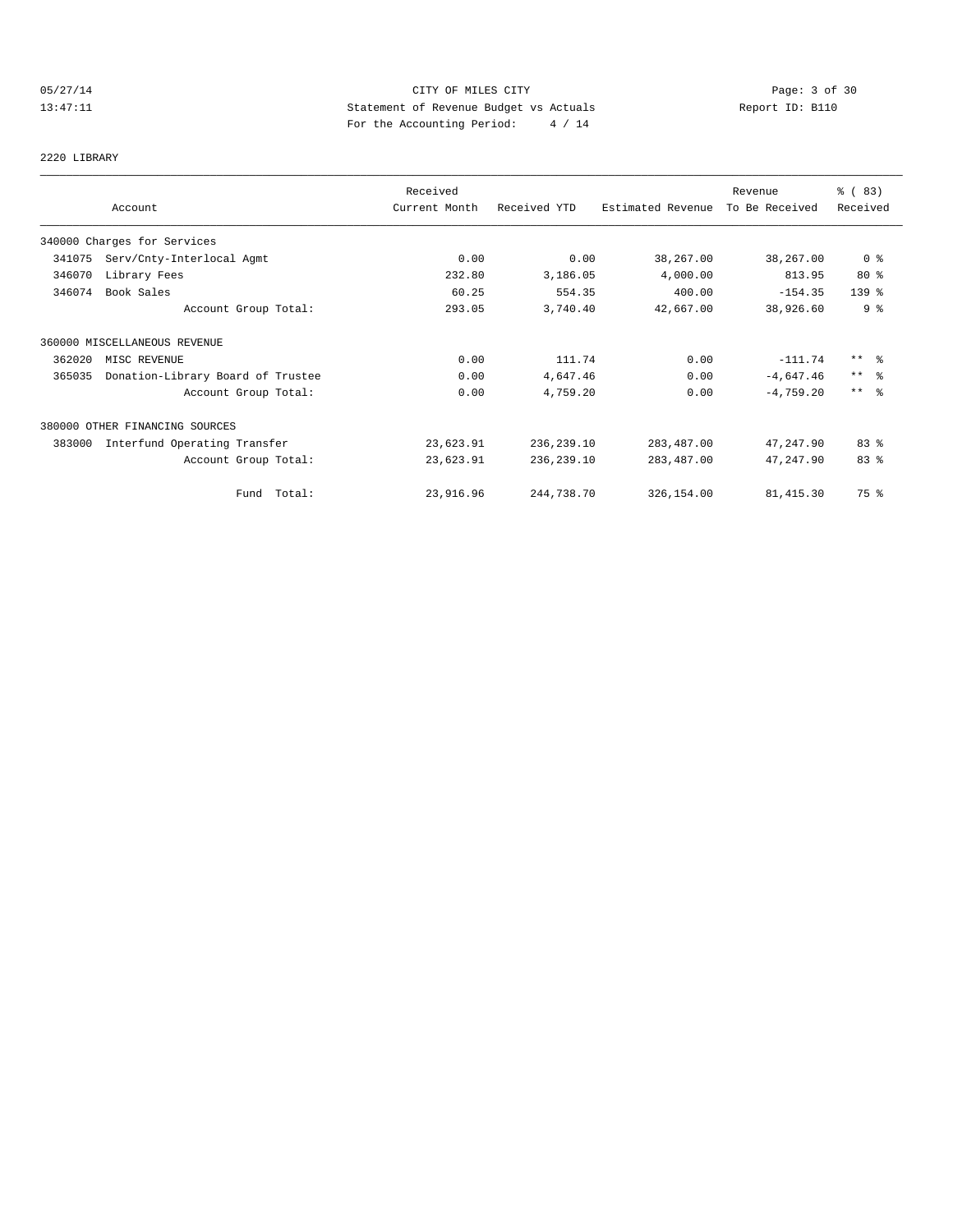CITY OF MILES CITY
Statement of Revenue Budget vs Actuals
For the Accounting Period: 4 / 14

05/27/14
13:47:11

Report ID: B110

## 2220 LIBRARY

| Account | | Received Current Month | Received YTD | Estimated Revenue | Revenue To Be Received | % ( 83) Received |
|---|---|---|---|---|---|---|
| 340000 Charges for Services | | | | | | |
| 341075 | Serv/Cnty-Interlocal Agmt | 0.00 | 0.00 | 38,267.00 | 38,267.00 | 0 % |
| 346070 | Library Fees | 232.80 | 3,186.05 | 4,000.00 | 813.95 | 80 % |
| 346074 | Book Sales | 60.25 | 554.35 | 400.00 | -154.35 | 139 % |
| | Account Group Total: | 293.05 | 3,740.40 | 42,667.00 | 38,926.60 | 9 % |
| 360000 MISCELLANEOUS REVENUE | | | | | | |
| 362020 | MISC REVENUE | 0.00 | 111.74 | 0.00 | -111.74 | ** % |
| 365035 | Donation-Library Board of Trustee | 0.00 | 4,647.46 | 0.00 | -4,647.46 | ** % |
| | Account Group Total: | 0.00 | 4,759.20 | 0.00 | -4,759.20 | ** % |
| 380000 OTHER FINANCING SOURCES | | | | | | |
| 383000 | Interfund Operating Transfer | 23,623.91 | 236,239.10 | 283,487.00 | 47,247.90 | 83 % |
| | Account Group Total: | 23,623.91 | 236,239.10 | 283,487.00 | 47,247.90 | 83 % |
| | Fund Total: | 23,916.96 | 244,738.70 | 326,154.00 | 81,415.30 | 75 % |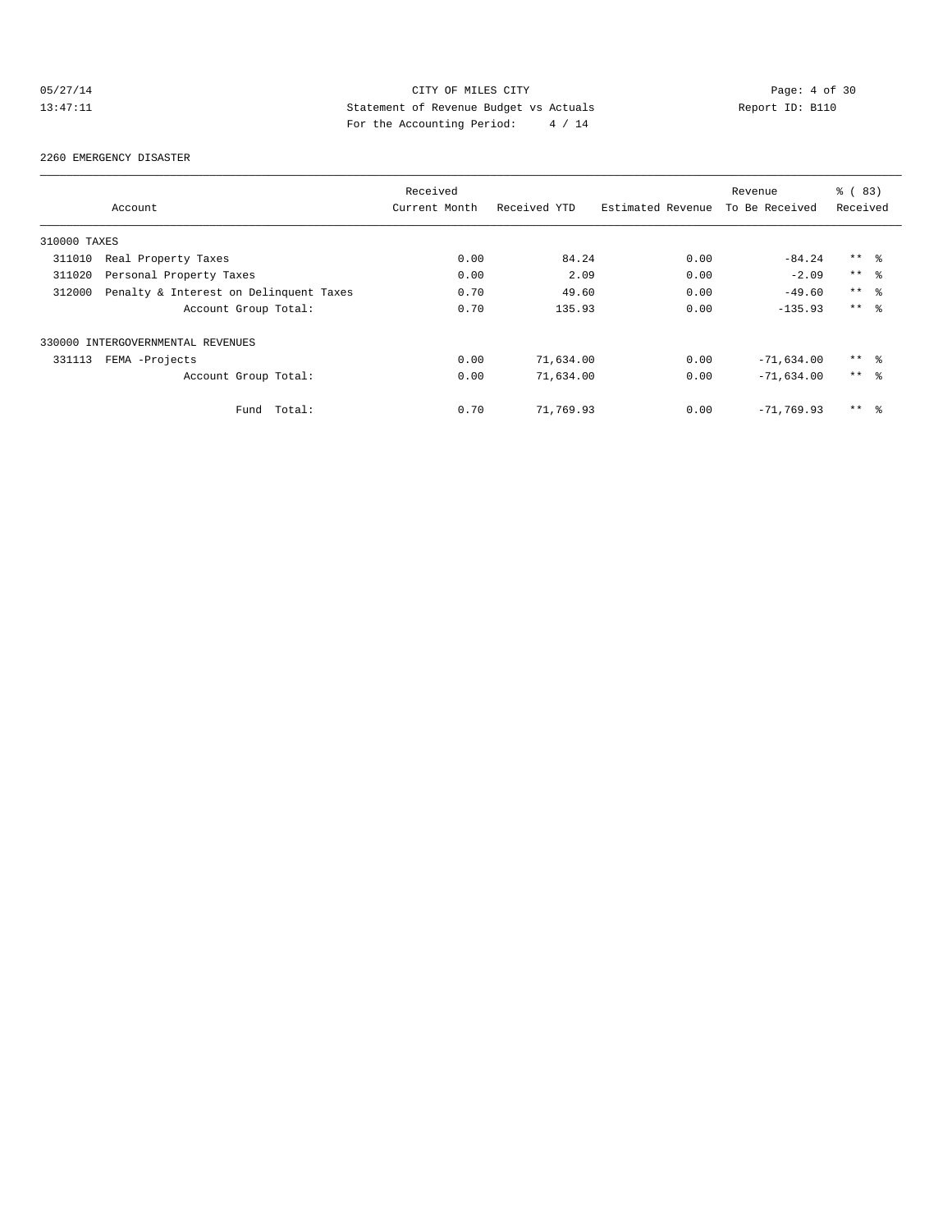CITY OF MILES CITY
Statement of Revenue Budget vs Actuals
For the Accounting Period: 4 / 14

05/27/14
13:47:11

Report ID: B110

2260 EMERGENCY DISASTER

| Account | Received Current Month | Received YTD | Estimated Revenue | Revenue To Be Received | % ( 83) Received |
|---|---|---|---|---|---|
| 310000 TAXES | | | | | |
| 311010 Real Property Taxes | 0.00 | 84.24 | 0.00 | -84.24 | ** % |
| 311020 Personal Property Taxes | 0.00 | 2.09 | 0.00 | -2.09 | ** % |
| 312000 Penalty & Interest on Delinquent Taxes | 0.70 | 49.60 | 0.00 | -49.60 | ** % |
| Account Group Total: | 0.70 | 135.93 | 0.00 | -135.93 | ** % |
| 330000 INTERGOVERNMENTAL REVENUES | | | | | |
| 331113 FEMA -Projects | 0.00 | 71,634.00 | 0.00 | -71,634.00 | ** % |
| Account Group Total: | 0.00 | 71,634.00 | 0.00 | -71,634.00 | ** % |
| Fund Total: | 0.70 | 71,769.93 | 0.00 | -71,769.93 | ** % |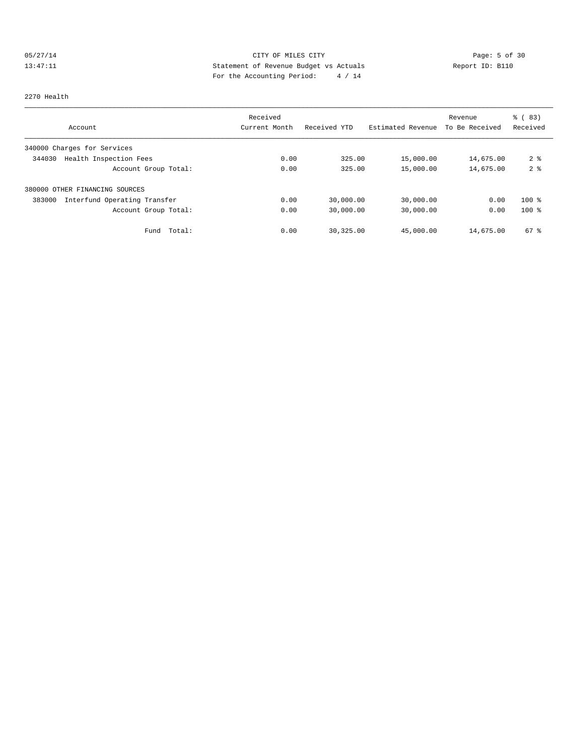CITY OF MILES CITY
Statement of Revenue Budget vs Actuals
For the Accounting Period: 4 / 14

05/27/14
13:47:11

Report ID: B110

## 2270 Health

| Account | Received Current Month | Received YTD | Estimated Revenue | Revenue To Be Received | % ( 83) Received |
|---|---|---|---|---|---|
| 340000 Charges for Services | | | | | |
| 344030 Health Inspection Fees | 0.00 | 325.00 | 15,000.00 | 14,675.00 | 2 % |
| Account Group Total: | 0.00 | 325.00 | 15,000.00 | 14,675.00 | 2 % |
| 380000 OTHER FINANCING SOURCES | | | | | |
| 383000 Interfund Operating Transfer | 0.00 | 30,000.00 | 30,000.00 | 0.00 | 100 % |
| Account Group Total: | 0.00 | 30,000.00 | 30,000.00 | 0.00 | 100 % |
| Fund Total: | 0.00 | 30,325.00 | 45,000.00 | 14,675.00 | 67 % |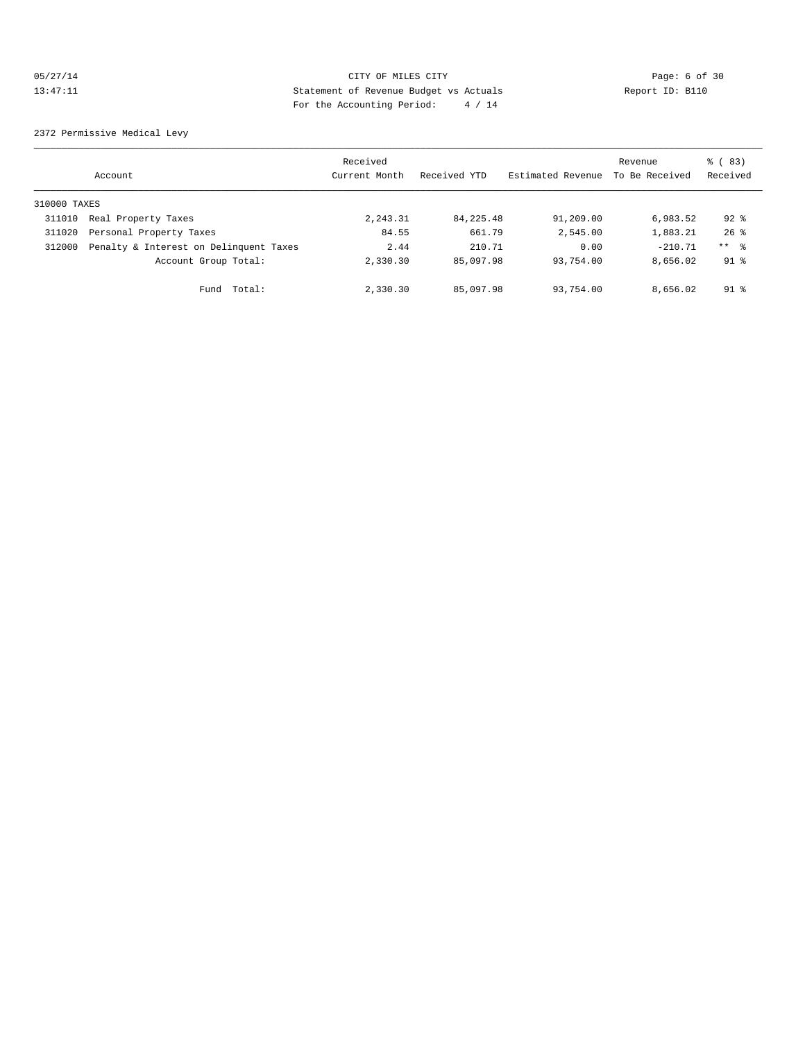CITY OF MILES CITY
Statement of Revenue Budget vs Actuals
For the Accounting Period: 4 / 14

05/27/14
13:47:11

Report ID: B110

2372 Permissive Medical Levy

| Account | | Received Current Month | Received YTD | Estimated Revenue | Revenue To Be Received | % ( 83) Received |
|---|---|---|---|---|---|---|
| 310000 TAXES | | | | | | |
| 311010 | Real Property Taxes | 2,243.31 | 84,225.48 | 91,209.00 | 6,983.52 | 92 % |
| 311020 | Personal Property Taxes | 84.55 | 661.79 | 2,545.00 | 1,883.21 | 26 % |
| 312000 | Penalty & Interest on Delinquent Taxes | 2.44 | 210.71 | 0.00 | -210.71 | ** % |
| | Account Group Total: | 2,330.30 | 85,097.98 | 93,754.00 | 8,656.02 | 91 % |
| | Fund Total: | 2,330.30 | 85,097.98 | 93,754.00 | 8,656.02 | 91 % |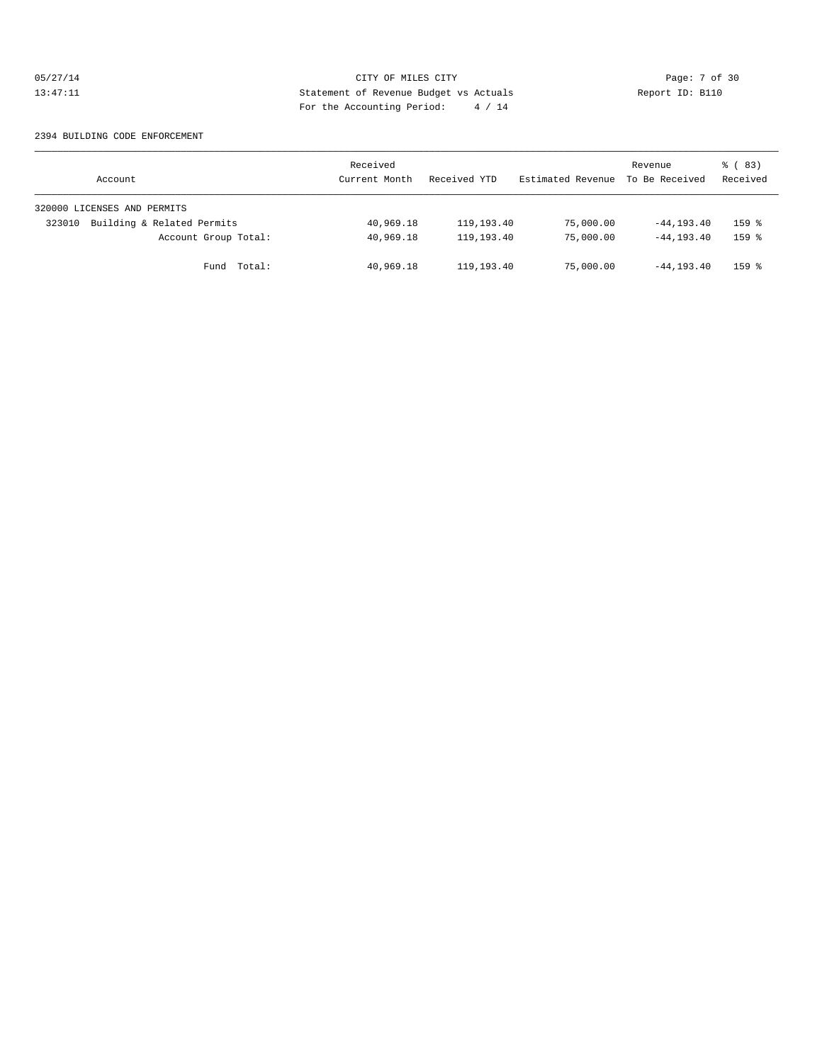CITY OF MILES CITY
Statement of Revenue Budget vs Actuals
For the Accounting Period: 4 / 14

05/27/14
13:47:11

Report ID: B110

2394 BUILDING CODE ENFORCEMENT

| Account | Received Current Month | Received YTD | Estimated Revenue | Revenue To Be Received | % ( 83) Received |
|---|---|---|---|---|---|
| 320000 LICENSES AND PERMITS | | | | | |
| 323010 Building & Related Permits | 40,969.18 | 119,193.40 | 75,000.00 | -44,193.40 | 159 % |
| Account Group Total: | 40,969.18 | 119,193.40 | 75,000.00 | -44,193.40 | 159 % |
| Fund Total: | 40,969.18 | 119,193.40 | 75,000.00 | -44,193.40 | 159 % |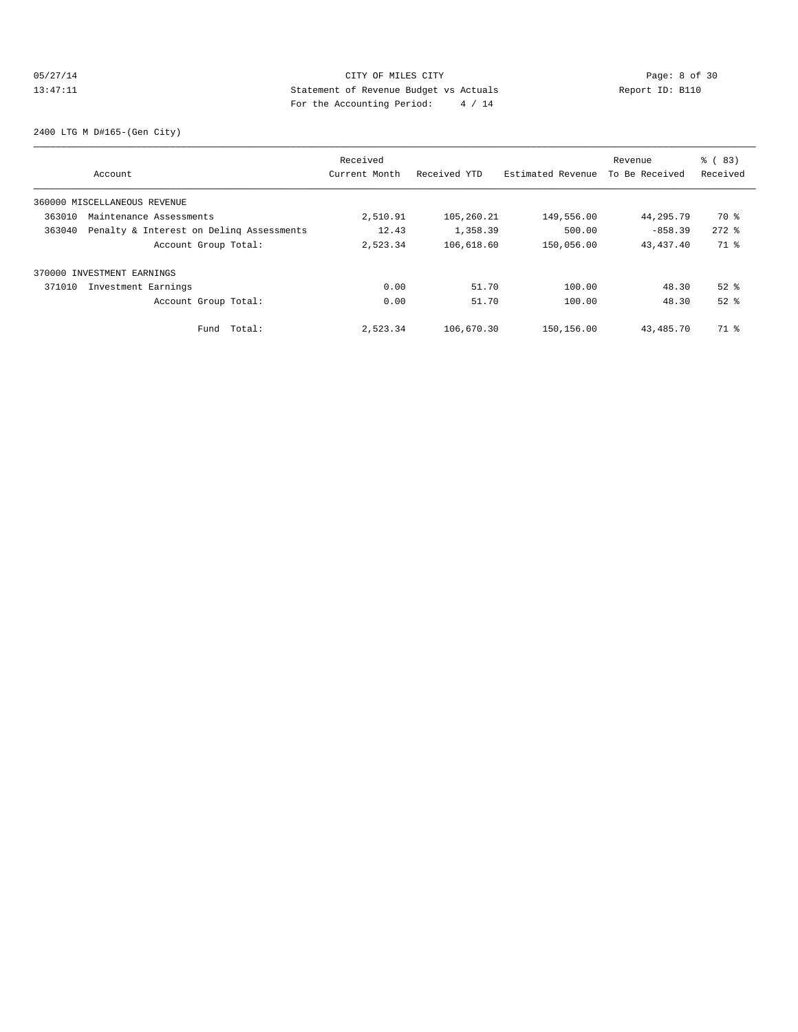CITY OF MILES CITY
Statement of Revenue Budget vs Actuals
For the Accounting Period: 4 / 14

05/27/14
13:47:11

Report ID: B110

2400 LTG M D#165-(Gen City)

| Account | Received Current Month | Received YTD | Estimated Revenue | Revenue To Be Received | % ( 83) Received |
|---|---|---|---|---|---|
| 360000 MISCELLANEOUS REVENUE | | | | | |
| 363010 Maintenance Assessments | 2,510.91 | 105,260.21 | 149,556.00 | 44,295.79 | 70 % |
| 363040 Penalty & Interest on Delinq Assessments | 12.43 | 1,358.39 | 500.00 | -858.39 | 272 % |
| Account Group Total: | 2,523.34 | 106,618.60 | 150,056.00 | 43,437.40 | 71 % |
| 370000 INVESTMENT EARNINGS | | | | | |
| 371010 Investment Earnings | 0.00 | 51.70 | 100.00 | 48.30 | 52 % |
| Account Group Total: | 0.00 | 51.70 | 100.00 | 48.30 | 52 % |
| Fund Total: | 2,523.34 | 106,670.30 | 150,156.00 | 43,485.70 | 71 % |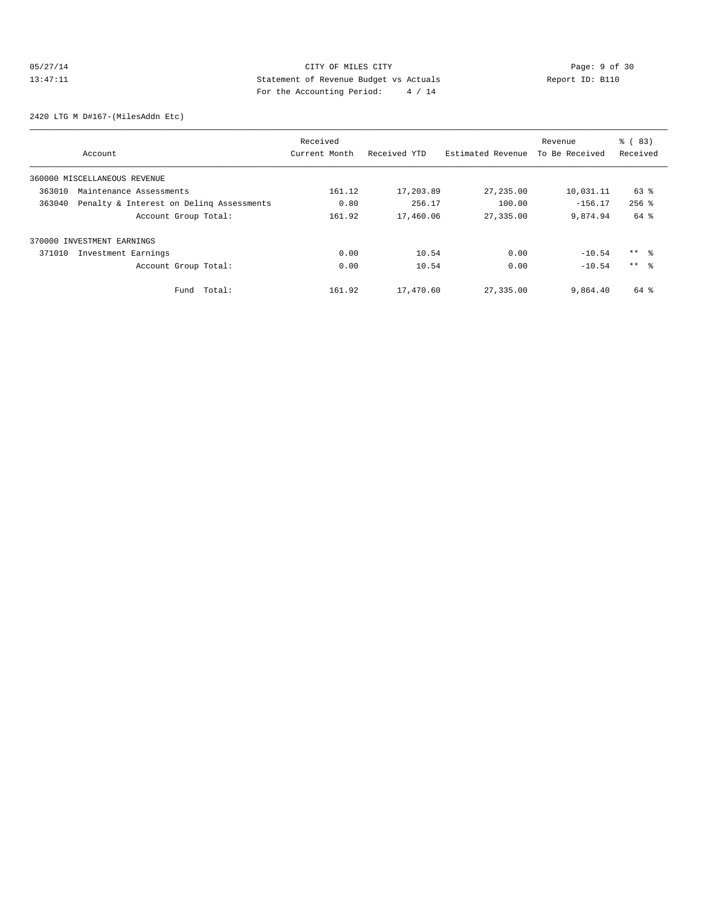CITY OF MILES CITY
Statement of Revenue Budget vs Actuals
For the Accounting Period: 4 / 14

05/27/14
13:47:11

Report ID: B110

2420 LTG M D#167-(MilesAddn Etc)

| Account | Received Current Month | Received YTD | Estimated Revenue | Revenue To Be Received | % ( 83) Received |
|---|---|---|---|---|---|
| 360000 MISCELLANEOUS REVENUE | | | | | |
| 363010 Maintenance Assessments | 161.12 | 17,203.89 | 27,235.00 | 10,031.11 | 63 % |
| 363040 Penalty & Interest on Delinq Assessments | 0.80 | 256.17 | 100.00 | -156.17 | 256 % |
| Account Group Total: | 161.92 | 17,460.06 | 27,335.00 | 9,874.94 | 64 % |
| 370000 INVESTMENT EARNINGS | | | | | |
| 371010 Investment Earnings | 0.00 | 10.54 | 0.00 | -10.54 | ** % |
| Account Group Total: | 0.00 | 10.54 | 0.00 | -10.54 | ** % |
| Fund Total: | 161.92 | 17,470.60 | 27,335.00 | 9,864.40 | 64 % |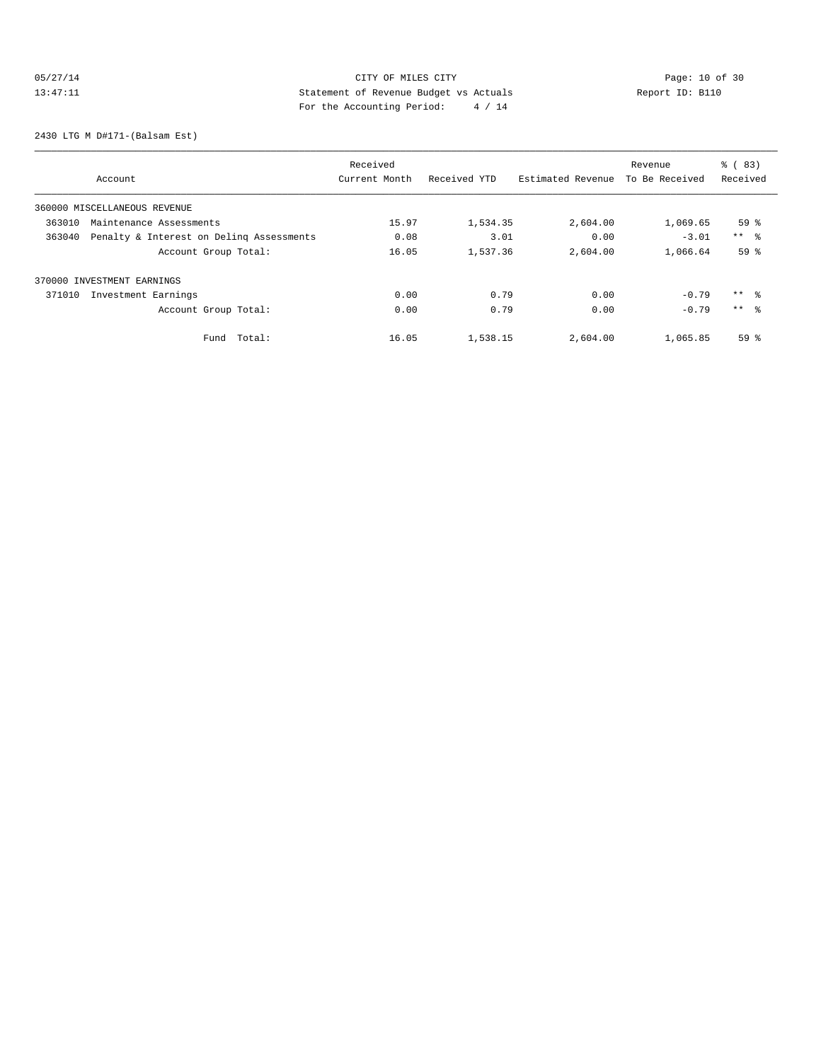05/27/14 CITY OF MILES CITY
13:47:11 Statement of Revenue Budget vs Actuals Report ID: B110
For the Accounting Period: 4 / 14

2430 LTG M D#171-(Balsam Est)

| Account | Received Current Month | Received YTD | Estimated Revenue | Revenue To Be Received | % ( 83) Received |
|---|---|---|---|---|---|
| 360000 MISCELLANEOUS REVENUE | | | | | |
| 363010 Maintenance Assessments | 15.97 | 1,534.35 | 2,604.00 | 1,069.65 | 59 % |
| 363040 Penalty & Interest on Delinq Assessments | 0.08 | 3.01 | 0.00 | -3.01 | ** % |
| Account Group Total: | 16.05 | 1,537.36 | 2,604.00 | 1,066.64 | 59 % |
| 370000 INVESTMENT EARNINGS | | | | | |
| 371010 Investment Earnings | 0.00 | 0.79 | 0.00 | -0.79 | ** % |
| Account Group Total: | 0.00 | 0.79 | 0.00 | -0.79 | ** % |
| Fund Total: | 16.05 | 1,538.15 | 2,604.00 | 1,065.85 | 59 % |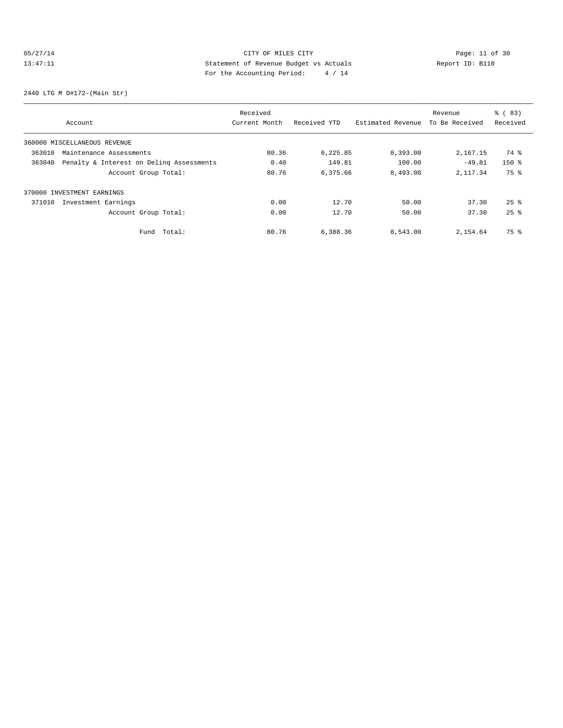CITY OF MILES CITY
Statement of Revenue Budget vs Actuals
For the Accounting Period: 4 / 14

05/27/14
13:47:11

Report ID: B110

2440 LTG M D#172-(Main Str)

| Account | Received Current Month | Received YTD | Estimated Revenue | Revenue To Be Received | % ( 83) Received |
|---|---|---|---|---|---|
| 360000 MISCELLANEOUS REVENUE | | | | | |
| 363010 Maintenance Assessments | 80.36 | 6,225.85 | 8,393.00 | 2,167.15 | 74 % |
| 363040 Penalty & Interest on Delinq Assessments | 0.40 | 149.81 | 100.00 | -49.81 | 150 % |
| Account Group Total: | 80.76 | 6,375.66 | 8,493.00 | 2,117.34 | 75 % |
| 370000 INVESTMENT EARNINGS | | | | | |
| 371010 Investment Earnings | 0.00 | 12.70 | 50.00 | 37.30 | 25 % |
| Account Group Total: | 0.00 | 12.70 | 50.00 | 37.30 | 25 % |
| Fund Total: | 80.76 | 6,388.36 | 8,543.00 | 2,154.64 | 75 % |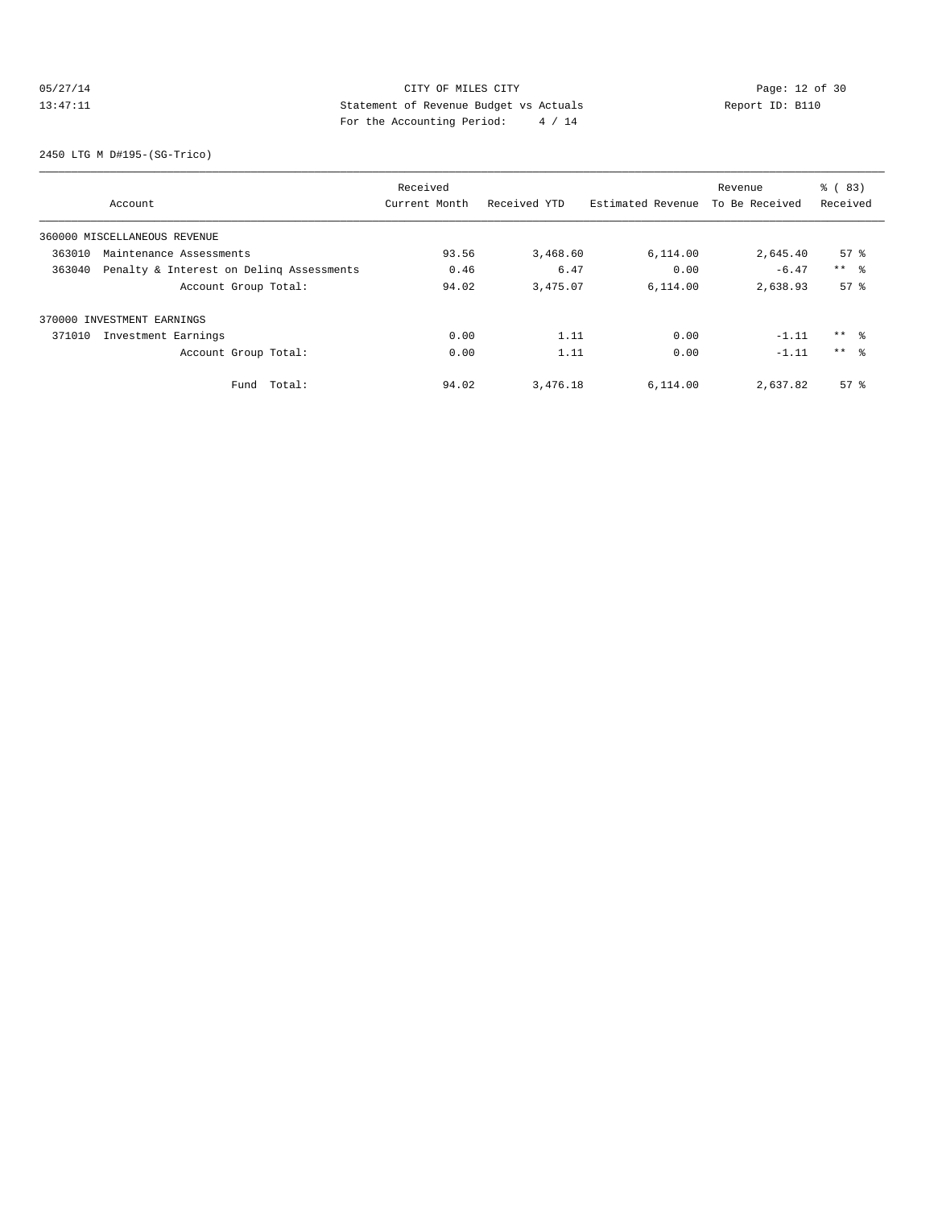CITY OF MILES CITY

Statement of Revenue Budget vs Actuals

For the Accounting Period: 4 / 14

05/27/14 13:47:11 Report ID: B110

2450 LTG M D#195-(SG-Trico)

| Account | Received Current Month | Received YTD | Estimated Revenue | Revenue To Be Received | % ( 83) Received |
|---|---|---|---|---|---|
| 360000 MISCELLANEOUS REVENUE | | | | | |
| 363010 Maintenance Assessments | 93.56 | 3,468.60 | 6,114.00 | 2,645.40 | 57 % |
| 363040 Penalty & Interest on Delinq Assessments | 0.46 | 6.47 | 0.00 | -6.47 | ** % |
| Account Group Total: | 94.02 | 3,475.07 | 6,114.00 | 2,638.93 | 57 % |
| 370000 INVESTMENT EARNINGS | | | | | |
| 371010 Investment Earnings | 0.00 | 1.11 | 0.00 | -1.11 | ** % |
| Account Group Total: | 0.00 | 1.11 | 0.00 | -1.11 | ** % |
| Fund Total: | 94.02 | 3,476.18 | 6,114.00 | 2,637.82 | 57 % |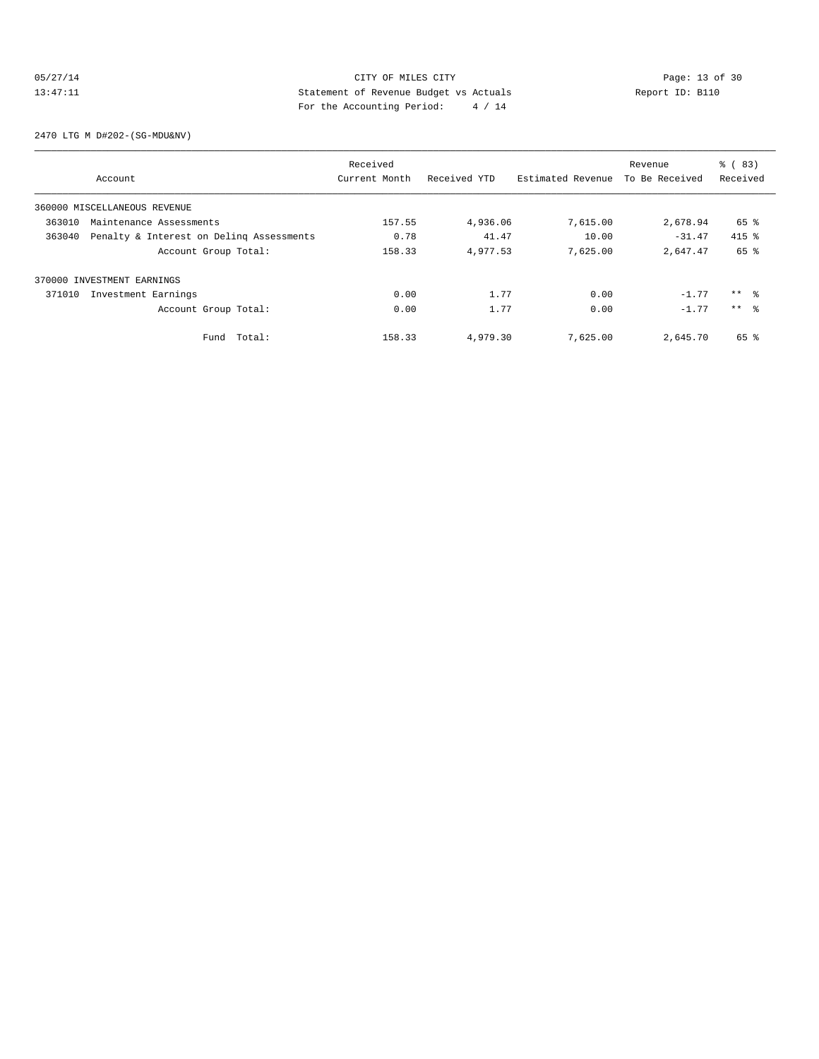CITY OF MILES CITY
Statement of Revenue Budget vs Actuals
For the Accounting Period: 4 / 14

05/27/14
13:47:11

Report ID: B110

2470 LTG M D#202-(SG-MDU&NV)

| Account | Received Current Month | Received YTD | Estimated Revenue | Revenue To Be Received | % ( 83) Received |
|---|---|---|---|---|---|
| 360000 MISCELLANEOUS REVENUE | | | | | |
| 363010 Maintenance Assessments | 157.55 | 4,936.06 | 7,615.00 | 2,678.94 | 65 % |
| 363040 Penalty & Interest on Delinq Assessments | 0.78 | 41.47 | 10.00 | -31.47 | 415 % |
| Account Group Total: | 158.33 | 4,977.53 | 7,625.00 | 2,647.47 | 65 % |
| 370000 INVESTMENT EARNINGS | | | | | |
| 371010 Investment Earnings | 0.00 | 1.77 | 0.00 | -1.77 | ** % |
| Account Group Total: | 0.00 | 1.77 | 0.00 | -1.77 | ** % |
| Fund Total: | 158.33 | 4,979.30 | 7,625.00 | 2,645.70 | 65 % |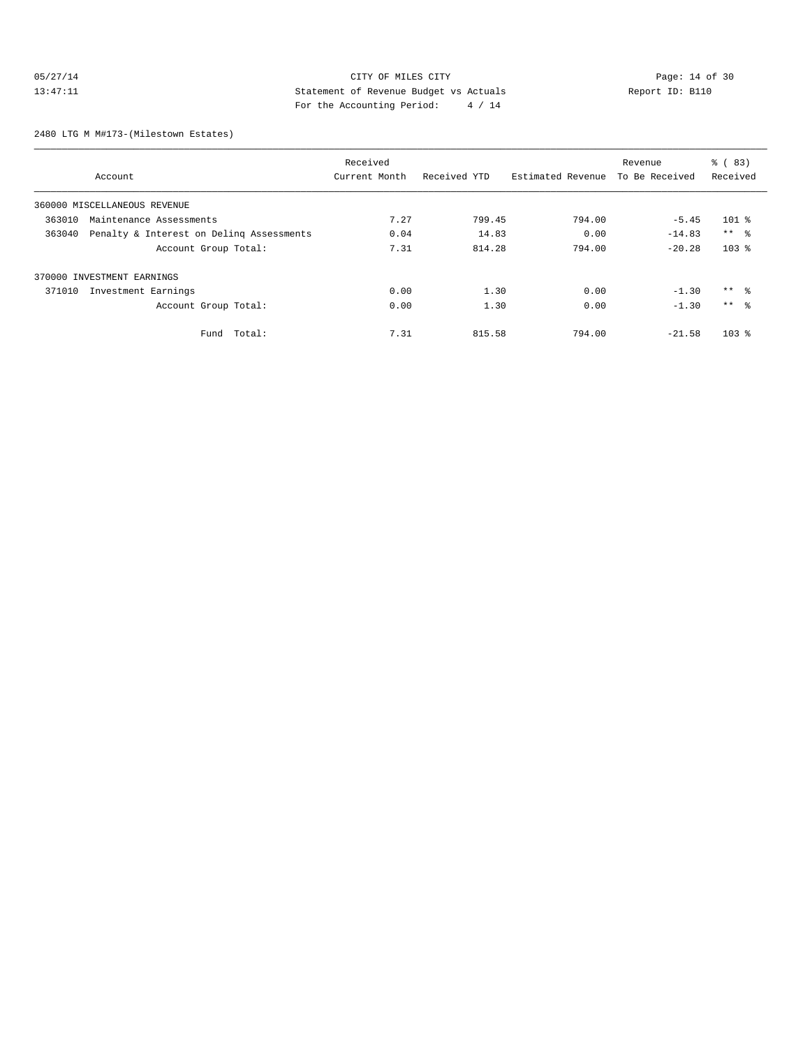CITY OF MILES CITY
Statement of Revenue Budget vs Actuals
For the Accounting Period: 4 / 14

05/27/14
13:47:11

Report ID: B110

2480 LTG M M#173-(Milestown Estates)

| Account | Received Current Month | Received YTD | Estimated Revenue | Revenue To Be Received | % ( 83) Received |
|---|---|---|---|---|---|
| 360000 MISCELLANEOUS REVENUE | | | | | |
| 363010 Maintenance Assessments | 7.27 | 799.45 | 794.00 | -5.45 | 101 % |
| 363040 Penalty & Interest on Delinq Assessments | 0.04 | 14.83 | 0.00 | -14.83 | ** % |
| Account Group Total: | 7.31 | 814.28 | 794.00 | -20.28 | 103 % |
| 370000 INVESTMENT EARNINGS | | | | | |
| 371010 Investment Earnings | 0.00 | 1.30 | 0.00 | -1.30 | ** % |
| Account Group Total: | 0.00 | 1.30 | 0.00 | -1.30 | ** % |
| Fund Total: | 7.31 | 815.58 | 794.00 | -21.58 | 103 % |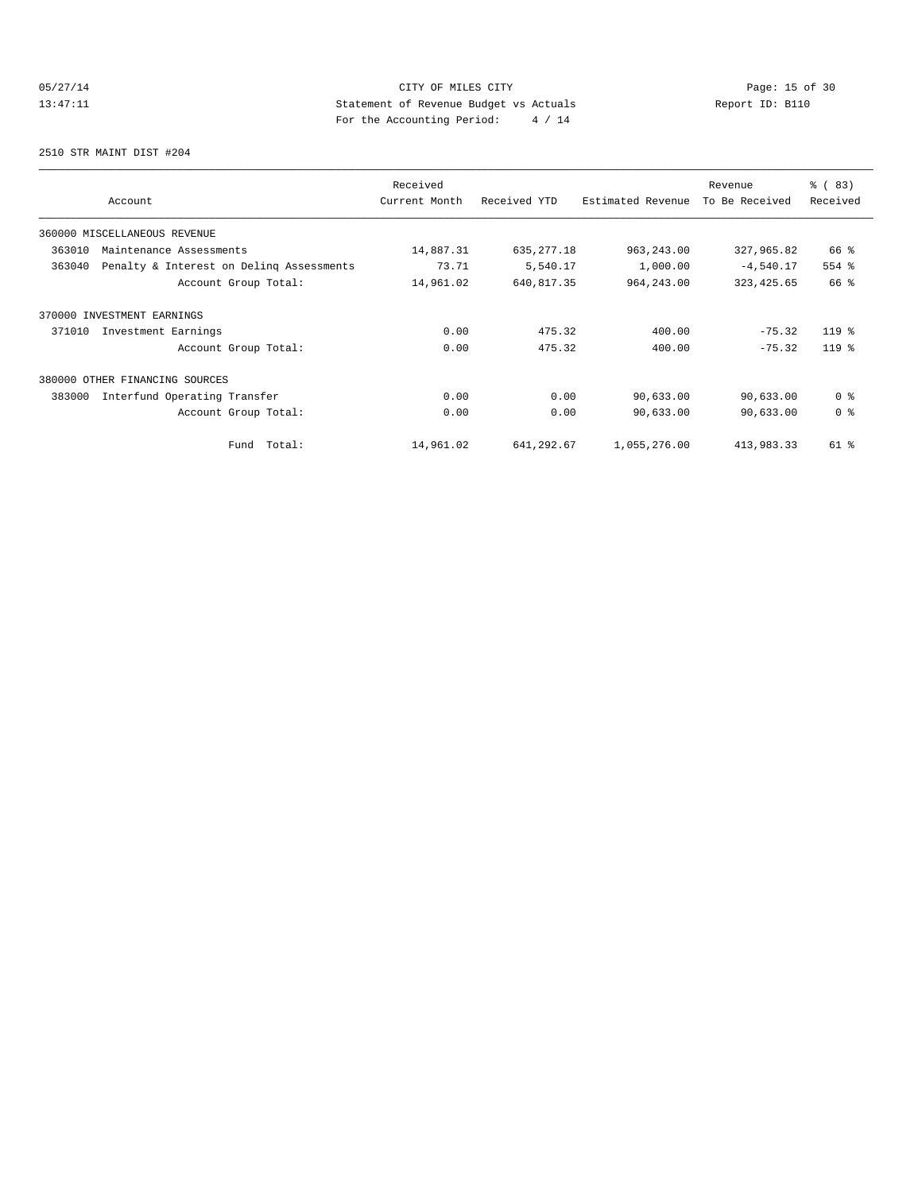CITY OF MILES CITY
Statement of Revenue Budget vs Actuals
For the Accounting Period: 4 / 14

2510 STR MAINT DIST #204

| Account | Received Current Month | Received YTD | Estimated Revenue | Revenue To Be Received | % ( 83) Received |
|---|---|---|---|---|---|
| 360000 MISCELLANEOUS REVENUE | | | | | |
| 363010 Maintenance Assessments | 14,887.31 | 635,277.18 | 963,243.00 | 327,965.82 | 66 % |
| 363040 Penalty & Interest on Delinq Assessments | 73.71 | 5,540.17 | 1,000.00 | -4,540.17 | 554 % |
| Account Group Total: | 14,961.02 | 640,817.35 | 964,243.00 | 323,425.65 | 66 % |
| 370000 INVESTMENT EARNINGS | | | | | |
| 371010 Investment Earnings | 0.00 | 475.32 | 400.00 | -75.32 | 119 % |
| Account Group Total: | 0.00 | 475.32 | 400.00 | -75.32 | 119 % |
| 380000 OTHER FINANCING SOURCES | | | | | |
| 383000 Interfund Operating Transfer | 0.00 | 0.00 | 90,633.00 | 90,633.00 | 0 % |
| Account Group Total: | 0.00 | 0.00 | 90,633.00 | 90,633.00 | 0 % |
| Fund Total: | 14,961.02 | 641,292.67 | 1,055,276.00 | 413,983.33 | 61 % |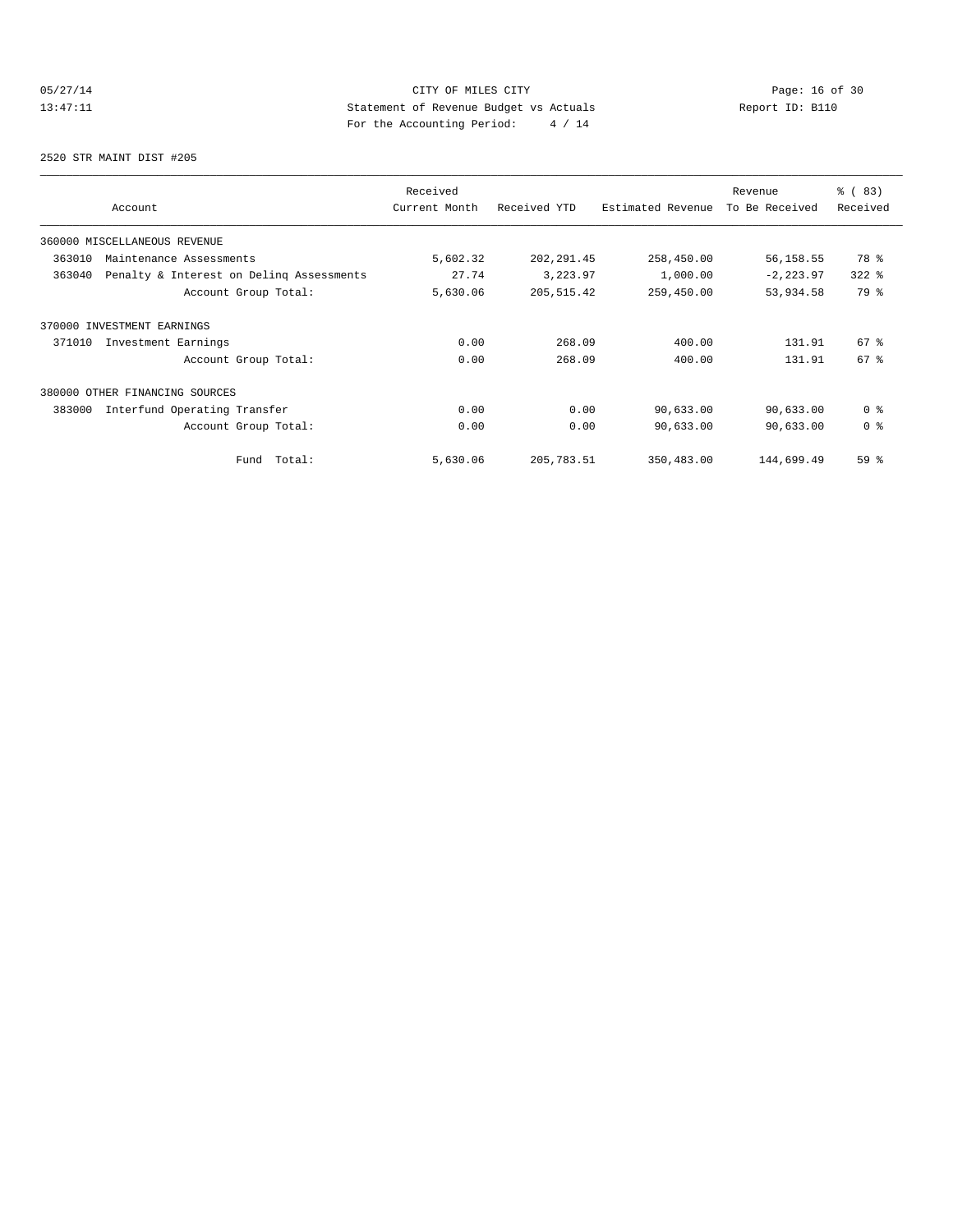CITY OF MILES CITY
Statement of Revenue Budget vs Actuals
For the Accounting Period: 4 / 14

05/27/14
13:47:11

Report ID: B110

2520 STR MAINT DIST #205

| Account | Received Current Month | Received YTD | Estimated Revenue | Revenue To Be Received | % ( 83) Received |
|---|---|---|---|---|---|
| 360000 MISCELLANEOUS REVENUE | | | | | |
| 363010 Maintenance Assessments | 5,602.32 | 202,291.45 | 258,450.00 | 56,158.55 | 78 % |
| 363040 Penalty & Interest on Delinq Assessments | 27.74 | 3,223.97 | 1,000.00 | -2,223.97 | 322 % |
| Account Group Total: | 5,630.06 | 205,515.42 | 259,450.00 | 53,934.58 | 79 % |
| 370000 INVESTMENT EARNINGS | | | | | |
| 371010 Investment Earnings | 0.00 | 268.09 | 400.00 | 131.91 | 67 % |
| Account Group Total: | 0.00 | 268.09 | 400.00 | 131.91 | 67 % |
| 380000 OTHER FINANCING SOURCES | | | | | |
| 383000 Interfund Operating Transfer | 0.00 | 0.00 | 90,633.00 | 90,633.00 | 0 % |
| Account Group Total: | 0.00 | 0.00 | 90,633.00 | 90,633.00 | 0 % |
| Fund Total: | 5,630.06 | 205,783.51 | 350,483.00 | 144,699.49 | 59 % |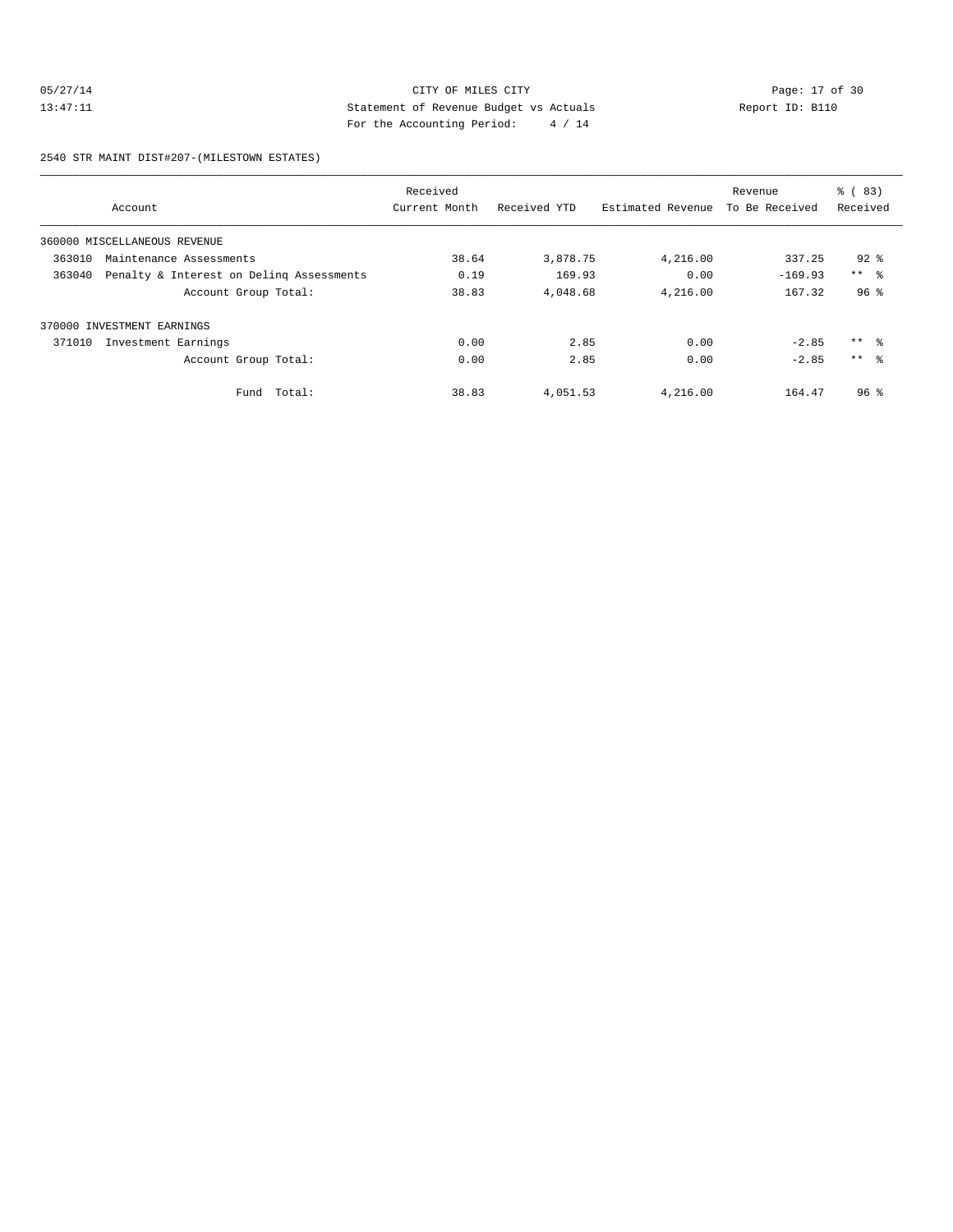CITY OF MILES CITY
Statement of Revenue Budget vs Actuals
For the Accounting Period: 4 / 14

05/27/14
13:47:11

Report ID: B110

2540 STR MAINT DIST#207-(MILESTOWN ESTATES)

| Account | Received Current Month | Received YTD | Estimated Revenue | Revenue To Be Received | % ( 83) Received |
|---|---|---|---|---|---|
| 360000 MISCELLANEOUS REVENUE | | | | | |
| 363010 Maintenance Assessments | 38.64 | 3,878.75 | 4,216.00 | 337.25 | 92 % |
| 363040 Penalty & Interest on Delinq Assessments | 0.19 | 169.93 | 0.00 | -169.93 | ** % |
| Account Group Total: | 38.83 | 4,048.68 | 4,216.00 | 167.32 | 96 % |
| 370000 INVESTMENT EARNINGS | | | | | |
| 371010 Investment Earnings | 0.00 | 2.85 | 0.00 | -2.85 | ** % |
| Account Group Total: | 0.00 | 2.85 | 0.00 | -2.85 | ** % |
| Fund Total: | 38.83 | 4,051.53 | 4,216.00 | 164.47 | 96 % |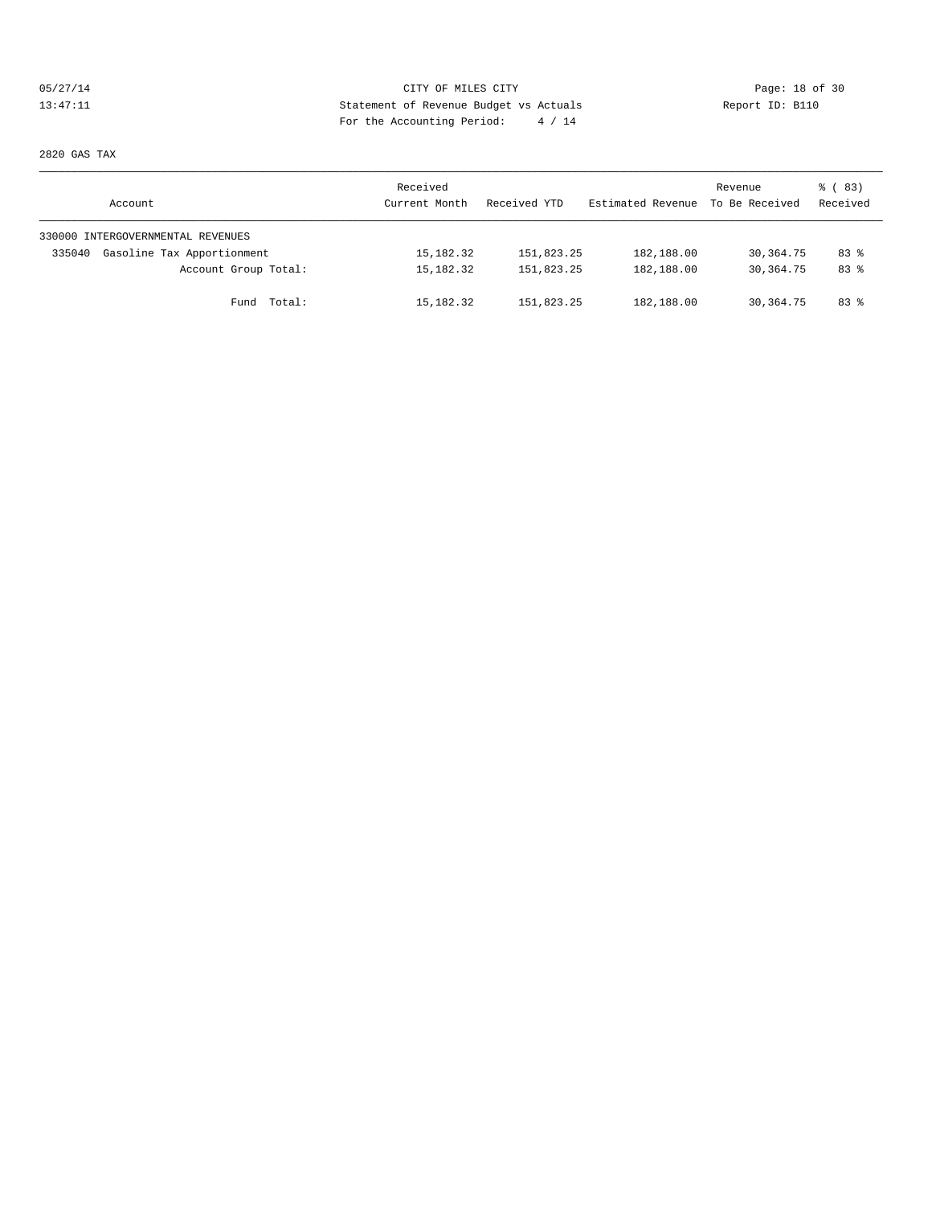CITY OF MILES CITY
Statement of Revenue Budget vs Actuals
For the Accounting Period: 4 / 14

05/27/14 13:47:11 Report ID: B110

2820 GAS TAX

| Account | Received Current Month | Received YTD | Estimated Revenue | Revenue To Be Received | % ( 83) Received |
|---|---|---|---|---|---|
| 330000 INTERGOVERNMENTAL REVENUES | | | | | |
| 335040 Gasoline Tax Apportionment | 15,182.32 | 151,823.25 | 182,188.00 | 30,364.75 | 83 % |
| Account Group Total: | 15,182.32 | 151,823.25 | 182,188.00 | 30,364.75 | 83 % |
| Fund Total: | 15,182.32 | 151,823.25 | 182,188.00 | 30,364.75 | 83 % |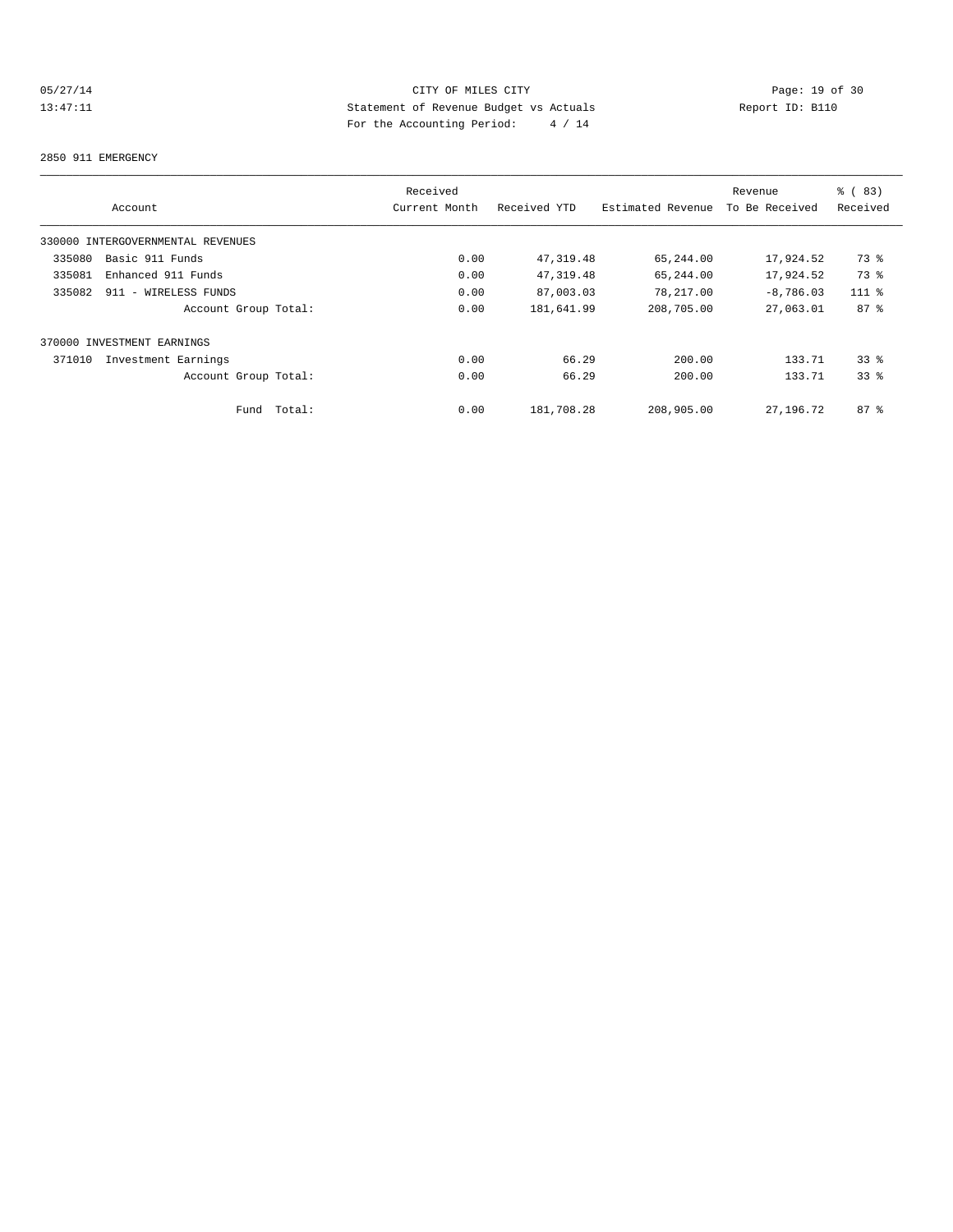CITY OF MILES CITY
Statement of Revenue Budget vs Actuals
For the Accounting Period: 4 / 14

05/27/14
13:47:11

Report ID: B110

## 2850 911 EMERGENCY

| Account | Received Current Month | Received YTD | Estimated Revenue | Revenue To Be Received | % ( 83) Received |
|---|---|---|---|---|---|
| 330000 INTERGOVERNMENTAL REVENUES | | | | | |
| 335080 Basic 911 Funds | 0.00 | 47,319.48 | 65,244.00 | 17,924.52 | 73 % |
| 335081 Enhanced 911 Funds | 0.00 | 47,319.48 | 65,244.00 | 17,924.52 | 73 % |
| 335082 911 - WIRELESS FUNDS | 0.00 | 87,003.03 | 78,217.00 | -8,786.03 | 111 % |
| Account Group Total: | 0.00 | 181,641.99 | 208,705.00 | 27,063.01 | 87 % |
| 370000 INVESTMENT EARNINGS | | | | | |
| 371010 Investment Earnings | 0.00 | 66.29 | 200.00 | 133.71 | 33 % |
| Account Group Total: | 0.00 | 66.29 | 200.00 | 133.71 | 33 % |
| Fund Total: | 0.00 | 181,708.28 | 208,905.00 | 27,196.72 | 87 % |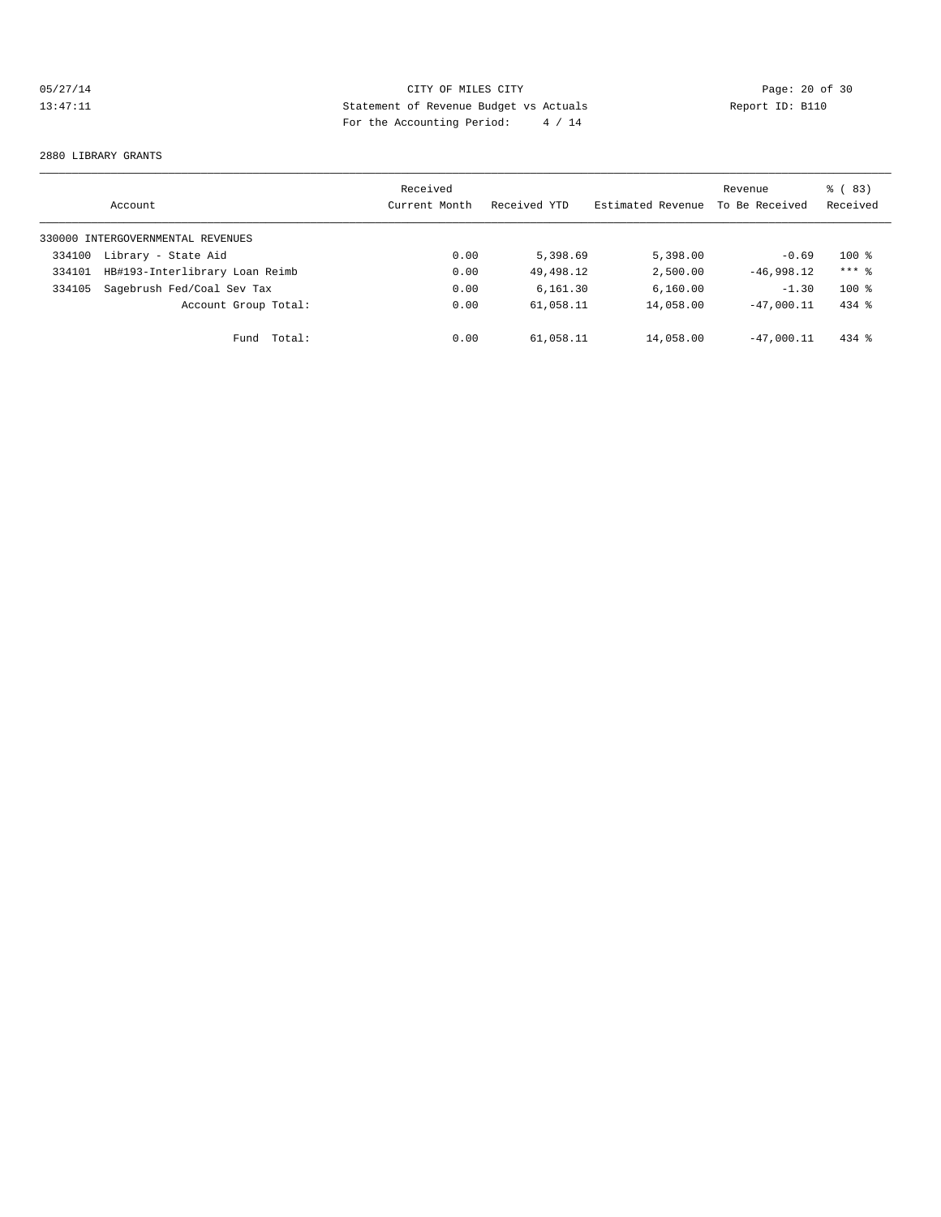CITY OF MILES CITY
Statement of Revenue Budget vs Actuals
For the Accounting Period: 4 / 14

05/27/14
13:47:11

Report ID: B110

2880 LIBRARY GRANTS

| Account | Received Current Month | Received YTD | Estimated Revenue | Revenue To Be Received | % ( 83) Received |
|---|---|---|---|---|---|
| 330000 INTERGOVERNMENTAL REVENUES | | | | | |
| 334100 Library - State Aid | 0.00 | 5,398.69 | 5,398.00 | -0.69 | 100 % |
| 334101 HB#193-Interlibrary Loan Reimb | 0.00 | 49,498.12 | 2,500.00 | -46,998.12 | *** % |
| 334105 Sagebrush Fed/Coal Sev Tax | 0.00 | 6,161.30 | 6,160.00 | -1.30 | 100 % |
| Account Group Total: | 0.00 | 61,058.11 | 14,058.00 | -47,000.11 | 434 % |
| Fund Total: | 0.00 | 61,058.11 | 14,058.00 | -47,000.11 | 434 % |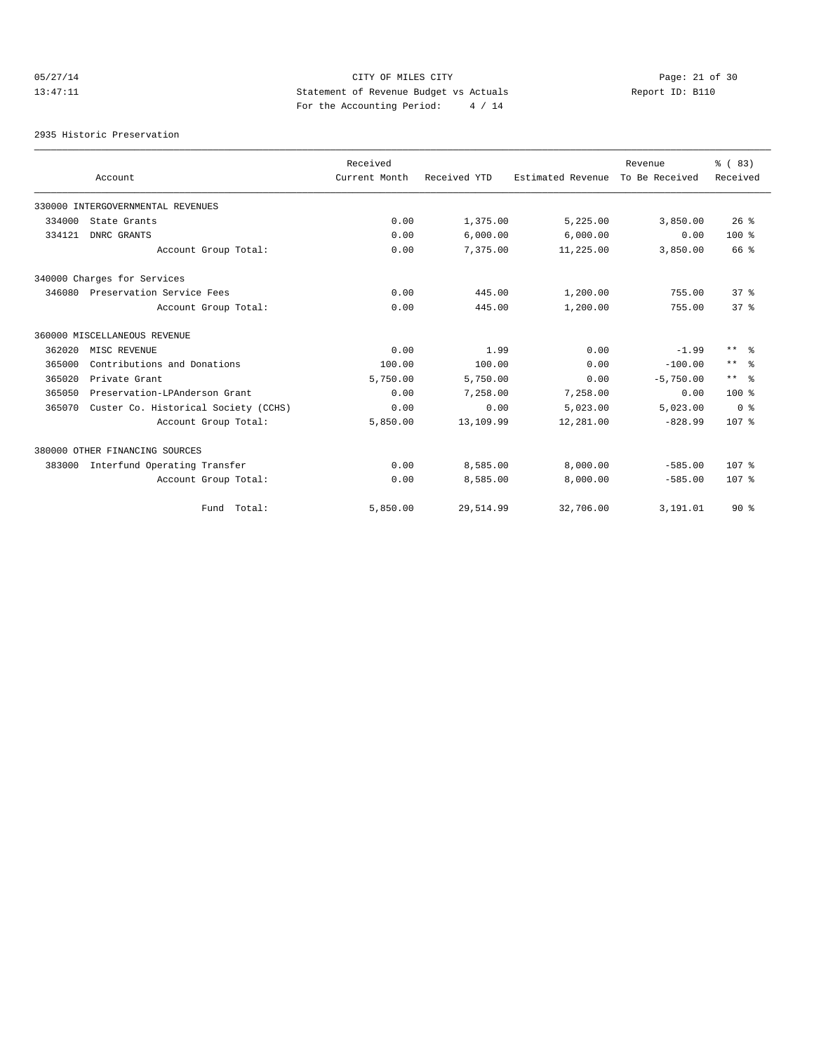CITY OF MILES CITY
Statement of Revenue Budget vs Actuals
For the Accounting Period: 4 / 14

05/27/14
13:47:11

Report ID: B110

2935 Historic Preservation

| Account | Received Current Month | Received YTD | Estimated Revenue | Revenue To Be Received | % ( 83) Received |
|---|---|---|---|---|---|
| 330000 INTERGOVERNMENTAL REVENUES | | | | | |
| 334000 State Grants | 0.00 | 1,375.00 | 5,225.00 | 3,850.00 | 26 % |
| 334121 DNRC GRANTS | 0.00 | 6,000.00 | 6,000.00 | 0.00 | 100 % |
| Account Group Total: | 0.00 | 7,375.00 | 11,225.00 | 3,850.00 | 66 % |
| 340000 Charges for Services | | | | | |
| 346080 Preservation Service Fees | 0.00 | 445.00 | 1,200.00 | 755.00 | 37 % |
| Account Group Total: | 0.00 | 445.00 | 1,200.00 | 755.00 | 37 % |
| 360000 MISCELLANEOUS REVENUE | | | | | |
| 362020 MISC REVENUE | 0.00 | 1.99 | 0.00 | -1.99 | ** % |
| 365000 Contributions and Donations | 100.00 | 100.00 | 0.00 | -100.00 | ** % |
| 365020 Private Grant | 5,750.00 | 5,750.00 | 0.00 | -5,750.00 | ** % |
| 365050 Preservation-LPAnderson Grant | 0.00 | 7,258.00 | 7,258.00 | 0.00 | 100 % |
| 365070 Custer Co. Historical Society (CCHS) | 0.00 | 0.00 | 5,023.00 | 5,023.00 | 0 % |
| Account Group Total: | 5,850.00 | 13,109.99 | 12,281.00 | -828.99 | 107 % |
| 380000 OTHER FINANCING SOURCES | | | | | |
| 383000 Interfund Operating Transfer | 0.00 | 8,585.00 | 8,000.00 | -585.00 | 107 % |
| Account Group Total: | 0.00 | 8,585.00 | 8,000.00 | -585.00 | 107 % |
| Fund Total: | 5,850.00 | 29,514.99 | 32,706.00 | 3,191.01 | 90 % |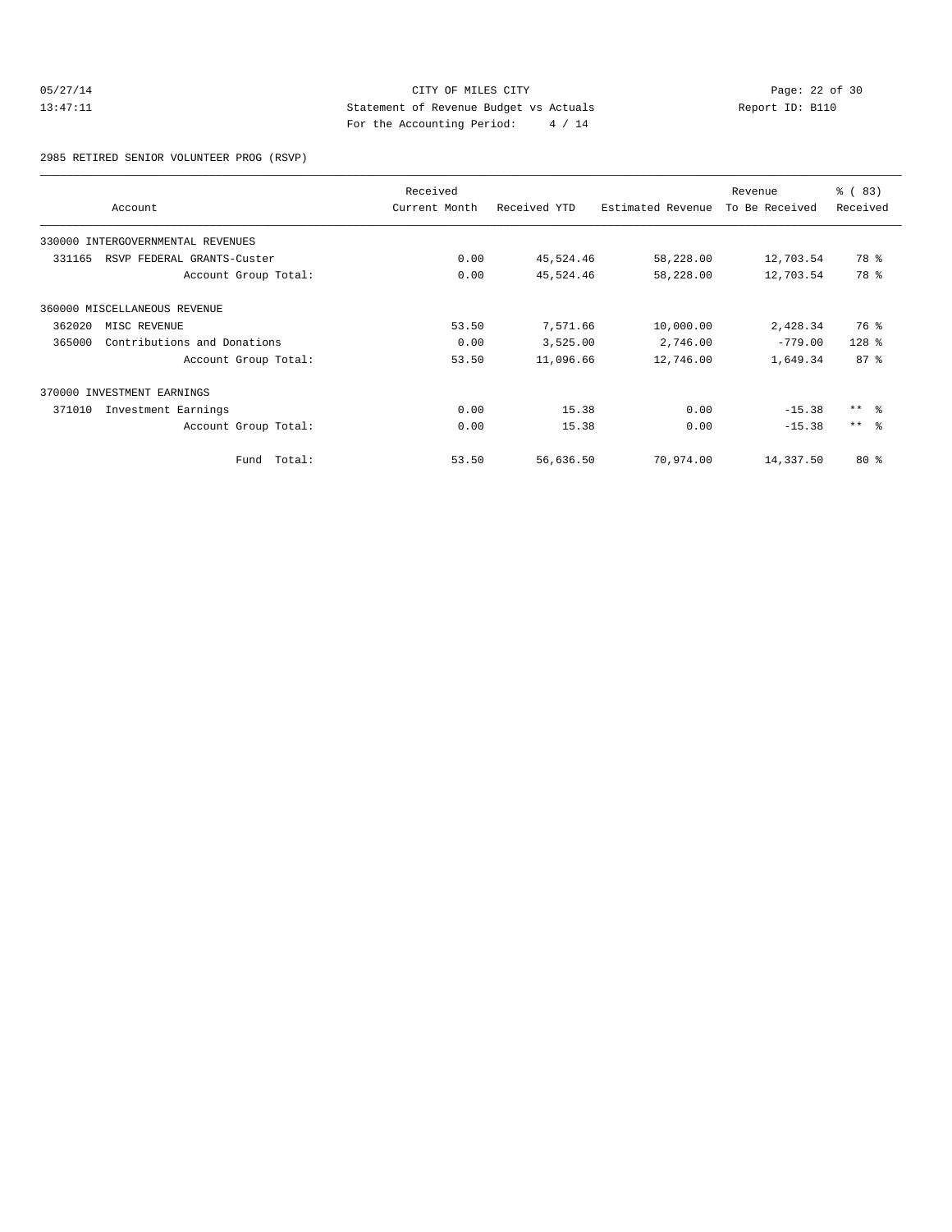CITY OF MILES CITY
Statement of Revenue Budget vs Actuals
For the Accounting Period: 4 / 14

05/27/14
13:47:11

Report ID: B110

2985 RETIRED SENIOR VOLUNTEER PROG (RSVP)

| Account | Received Current Month | Received YTD | Estimated Revenue | Revenue To Be Received | % ( 83) Received |
|---|---|---|---|---|---|
| 330000 INTERGOVERNMENTAL REVENUES | | | | | |
| 331165 RSVP FEDERAL GRANTS-Custer | 0.00 | 45,524.46 | 58,228.00 | 12,703.54 | 78 % |
| Account Group Total: | 0.00 | 45,524.46 | 58,228.00 | 12,703.54 | 78 % |
| 360000 MISCELLANEOUS REVENUE | | | | | |
| 362020 MISC REVENUE | 53.50 | 7,571.66 | 10,000.00 | 2,428.34 | 76 % |
| 365000 Contributions and Donations | 0.00 | 3,525.00 | 2,746.00 | -779.00 | 128 % |
| Account Group Total: | 53.50 | 11,096.66 | 12,746.00 | 1,649.34 | 87 % |
| 370000 INVESTMENT EARNINGS | | | | | |
| 371010 Investment Earnings | 0.00 | 15.38 | 0.00 | -15.38 | ** % |
| Account Group Total: | 0.00 | 15.38 | 0.00 | -15.38 | ** % |
| Fund Total: | 53.50 | 56,636.50 | 70,974.00 | 14,337.50 | 80 % |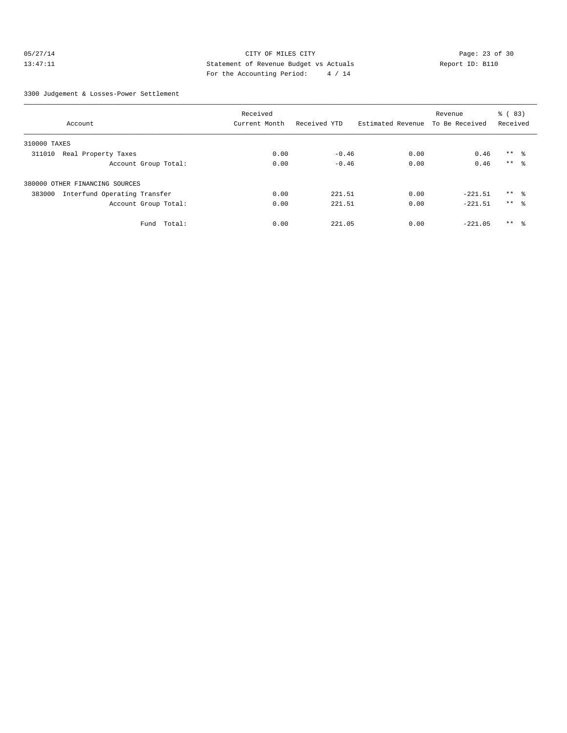CITY OF MILES CITY
Statement of Revenue Budget vs Actuals
For the Accounting Period: 4 / 14

05/27/14
13:47:11

Report ID: B110

3300 Judgement & Losses-Power Settlement

| Account | Received Current Month | Received YTD | Estimated Revenue | Revenue To Be Received | % ( 83) Received |
|---|---|---|---|---|---|
| 310000 TAXES | | | | | |
| 311010 Real Property Taxes | 0.00 | -0.46 | 0.00 | 0.46 | ** % |
| Account Group Total: | 0.00 | -0.46 | 0.00 | 0.46 | ** % |
| 380000 OTHER FINANCING SOURCES | | | | | |
| 383000 Interfund Operating Transfer | 0.00 | 221.51 | 0.00 | -221.51 | ** % |
| Account Group Total: | 0.00 | 221.51 | 0.00 | -221.51 | ** % |
| Fund Total: | 0.00 | 221.05 | 0.00 | -221.05 | ** % |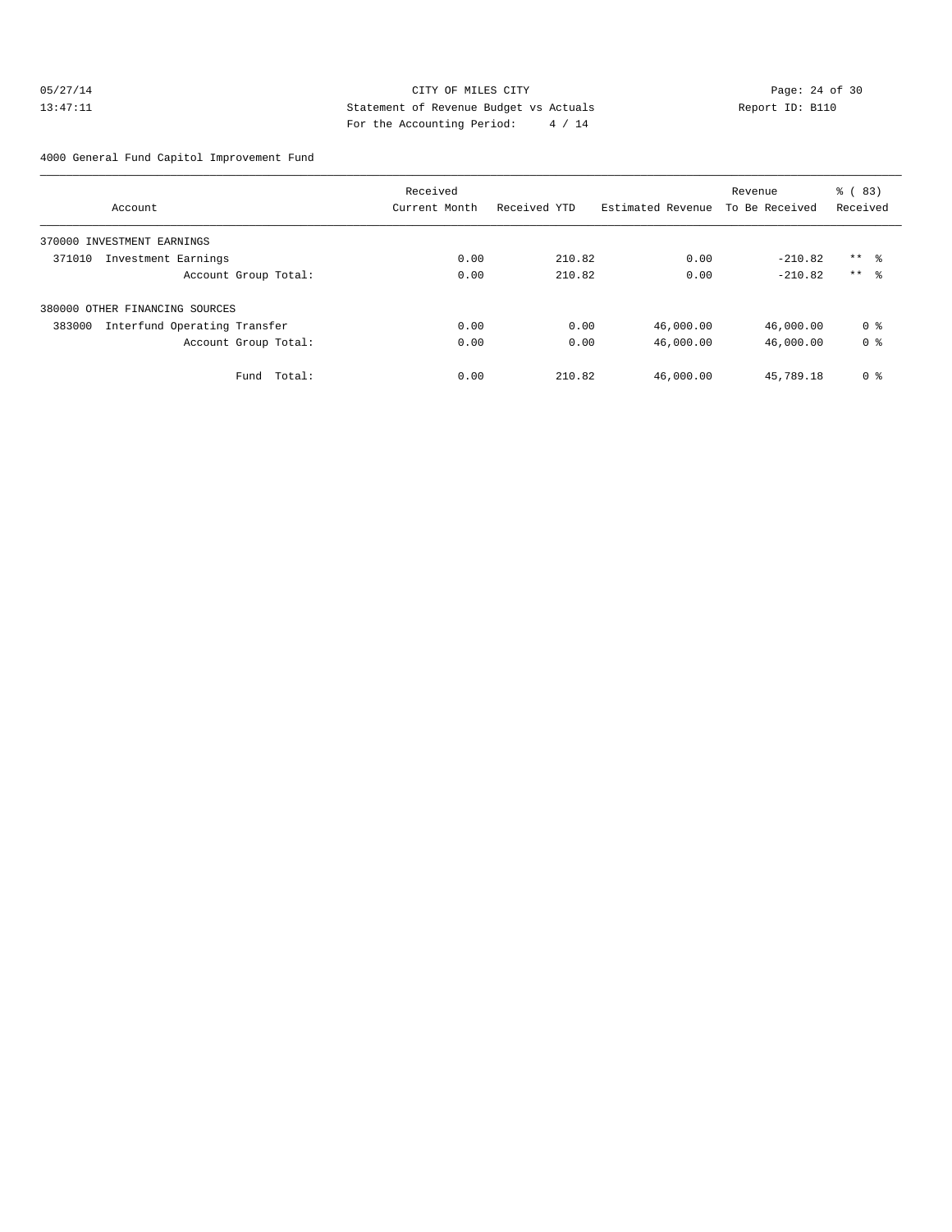CITY OF MILES CITY
Statement of Revenue Budget vs Actuals
For the Accounting Period: 4 / 14

05/27/14
13:47:11

Report ID: B110

4000 General Fund Capitol Improvement Fund

| Account | Received Current Month | Received YTD | Estimated Revenue | Revenue To Be Received | % ( 83) Received |
|---|---|---|---|---|---|
| 370000 INVESTMENT EARNINGS | | | | | |
| 371010 Investment Earnings | 0.00 | 210.82 | 0.00 | -210.82 | ** % |
| Account Group Total: | 0.00 | 210.82 | 0.00 | -210.82 | ** % |
| 380000 OTHER FINANCING SOURCES | | | | | |
| 383000 Interfund Operating Transfer | 0.00 | 0.00 | 46,000.00 | 46,000.00 | 0 % |
| Account Group Total: | 0.00 | 0.00 | 46,000.00 | 46,000.00 | 0 % |
| Fund Total: | 0.00 | 210.82 | 46,000.00 | 45,789.18 | 0 % |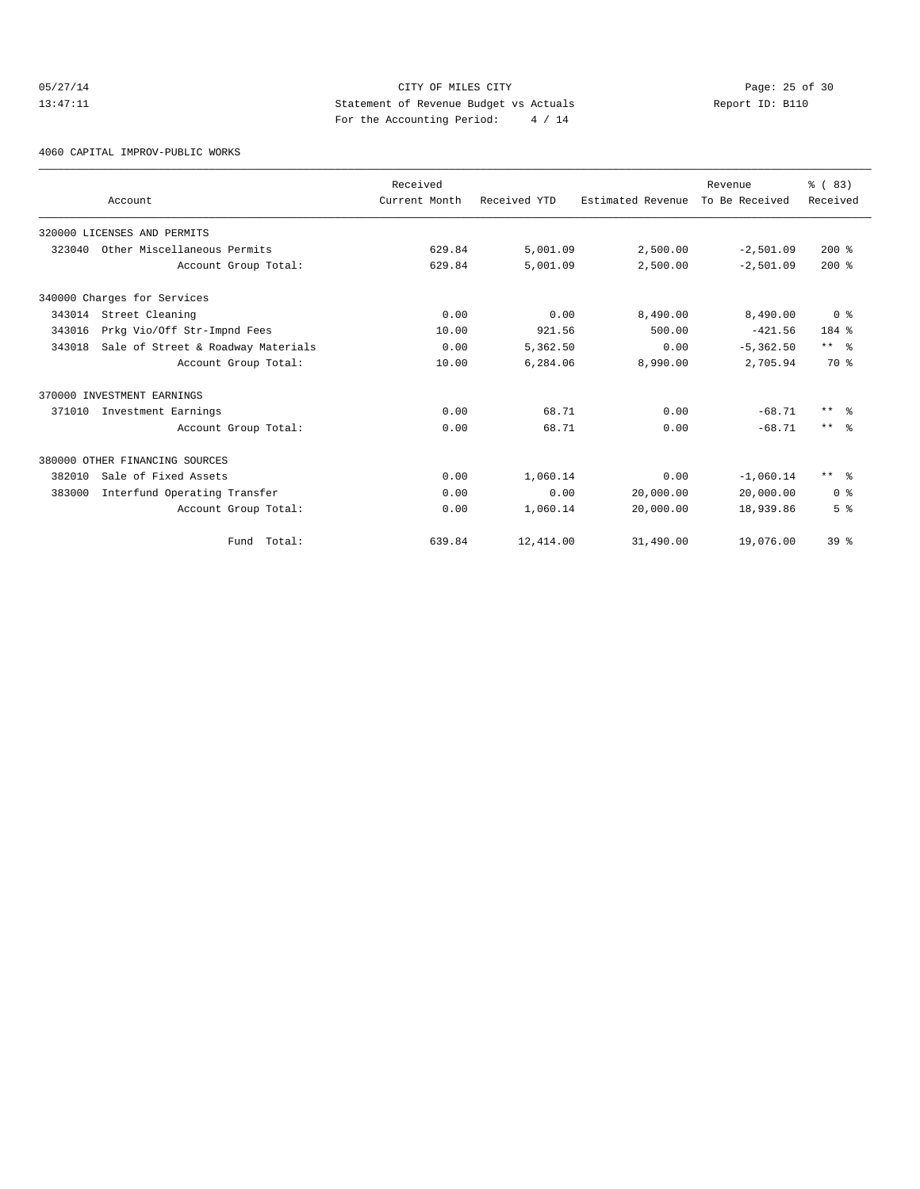CITY OF MILES CITY
Statement of Revenue Budget vs Actuals
For the Accounting Period: 4 / 14

05/27/14
13:47:11

Report ID: B110

4060 CAPITAL IMPROV-PUBLIC WORKS

| Account | Received Current Month | Received YTD | Estimated Revenue | Revenue To Be Received | % ( 83) Received |
|---|---|---|---|---|---|
| 320000 LICENSES AND PERMITS | | | | | |
| 323040 Other Miscellaneous Permits | 629.84 | 5,001.09 | 2,500.00 | -2,501.09 | 200 % |
| Account Group Total: | 629.84 | 5,001.09 | 2,500.00 | -2,501.09 | 200 % |
| 340000 Charges for Services | | | | | |
| 343014 Street Cleaning | 0.00 | 0.00 | 8,490.00 | 8,490.00 | 0 % |
| 343016 Prkg Vio/Off Str-Impnd Fees | 10.00 | 921.56 | 500.00 | -421.56 | 184 % |
| 343018 Sale of Street & Roadway Materials | 0.00 | 5,362.50 | 0.00 | -5,362.50 | ** % |
| Account Group Total: | 10.00 | 6,284.06 | 8,990.00 | 2,705.94 | 70 % |
| 370000 INVESTMENT EARNINGS | | | | | |
| 371010 Investment Earnings | 0.00 | 68.71 | 0.00 | -68.71 | ** % |
| Account Group Total: | 0.00 | 68.71 | 0.00 | -68.71 | ** % |
| 380000 OTHER FINANCING SOURCES | | | | | |
| 382010 Sale of Fixed Assets | 0.00 | 1,060.14 | 0.00 | -1,060.14 | ** % |
| 383000 Interfund Operating Transfer | 0.00 | 0.00 | 20,000.00 | 20,000.00 | 0 % |
| Account Group Total: | 0.00 | 1,060.14 | 20,000.00 | 18,939.86 | 5 % |
| Fund Total: | 639.84 | 12,414.00 | 31,490.00 | 19,076.00 | 39 % |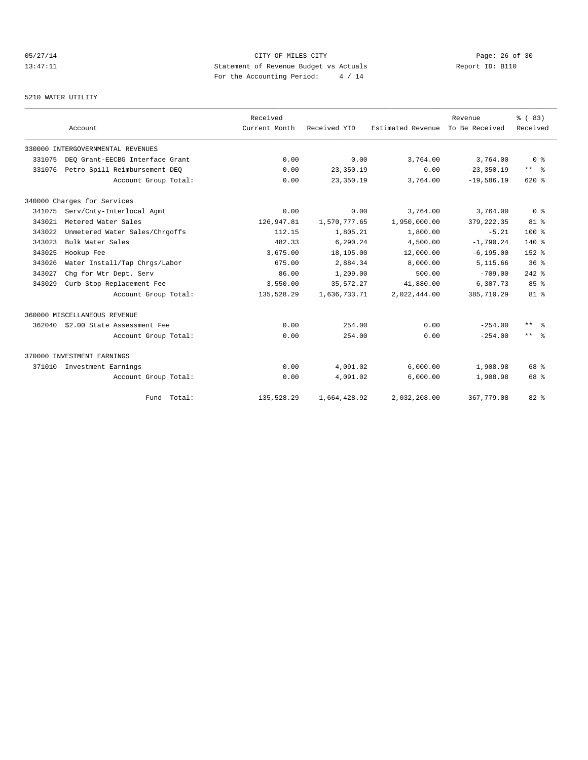CITY OF MILES CITY
Statement of Revenue Budget vs Actuals
For the Accounting Period: 4 / 14

05/27/14
13:47:11

Report ID: B110

## 5210 WATER UTILITY

| Account | | Received Current Month | Received YTD | Estimated Revenue | Revenue To Be Received | % ( 83) Received |
|---|---|---|---|---|---|---|
| 330000 INTERGOVERNMENTAL REVENUES | | | | | | |
| 331075 | DEQ Grant-EECBG Interface Grant | 0.00 | 0.00 | 3,764.00 | 3,764.00 | 0 % |
| 331076 | Petro Spill Reimbursement-DEQ | 0.00 | 23,350.19 | 0.00 | -23,350.19 | ** % |
| | Account Group Total: | 0.00 | 23,350.19 | 3,764.00 | -19,586.19 | 620 % |
| 340000 Charges for Services | | | | | | |
| 341075 | Serv/Cnty-Interlocal Agmt | 0.00 | 0.00 | 3,764.00 | 3,764.00 | 0 % |
| 343021 | Metered Water Sales | 126,947.81 | 1,570,777.65 | 1,950,000.00 | 379,222.35 | 81 % |
| 343022 | Unmetered Water Sales/Chrgoffs | 112.15 | 1,805.21 | 1,800.00 | -5.21 | 100 % |
| 343023 | Bulk Water Sales | 482.33 | 6,290.24 | 4,500.00 | -1,790.24 | 140 % |
| 343025 | Hookup Fee | 3,675.00 | 18,195.00 | 12,000.00 | -6,195.00 | 152 % |
| 343026 | Water Install/Tap Chrgs/Labor | 675.00 | 2,884.34 | 8,000.00 | 5,115.66 | 36 % |
| 343027 | Chg for Wtr Dept. Serv | 86.00 | 1,209.00 | 500.00 | -709.00 | 242 % |
| 343029 | Curb Stop Replacement Fee | 3,550.00 | 35,572.27 | 41,880.00 | 6,307.73 | 85 % |
| | Account Group Total: | 135,528.29 | 1,636,733.71 | 2,022,444.00 | 385,710.29 | 81 % |
| 360000 MISCELLANEOUS REVENUE | | | | | | |
| 362040 | $2.00 State Assessment Fee | 0.00 | 254.00 | 0.00 | -254.00 | ** % |
| | Account Group Total: | 0.00 | 254.00 | 0.00 | -254.00 | ** % |
| 370000 INVESTMENT EARNINGS | | | | | | |
| 371010 | Investment Earnings | 0.00 | 4,091.02 | 6,000.00 | 1,908.98 | 68 % |
| | Account Group Total: | 0.00 | 4,091.02 | 6,000.00 | 1,908.98 | 68 % |
| | Fund Total: | 135,528.29 | 1,664,428.92 | 2,032,208.00 | 367,779.08 | 82 % |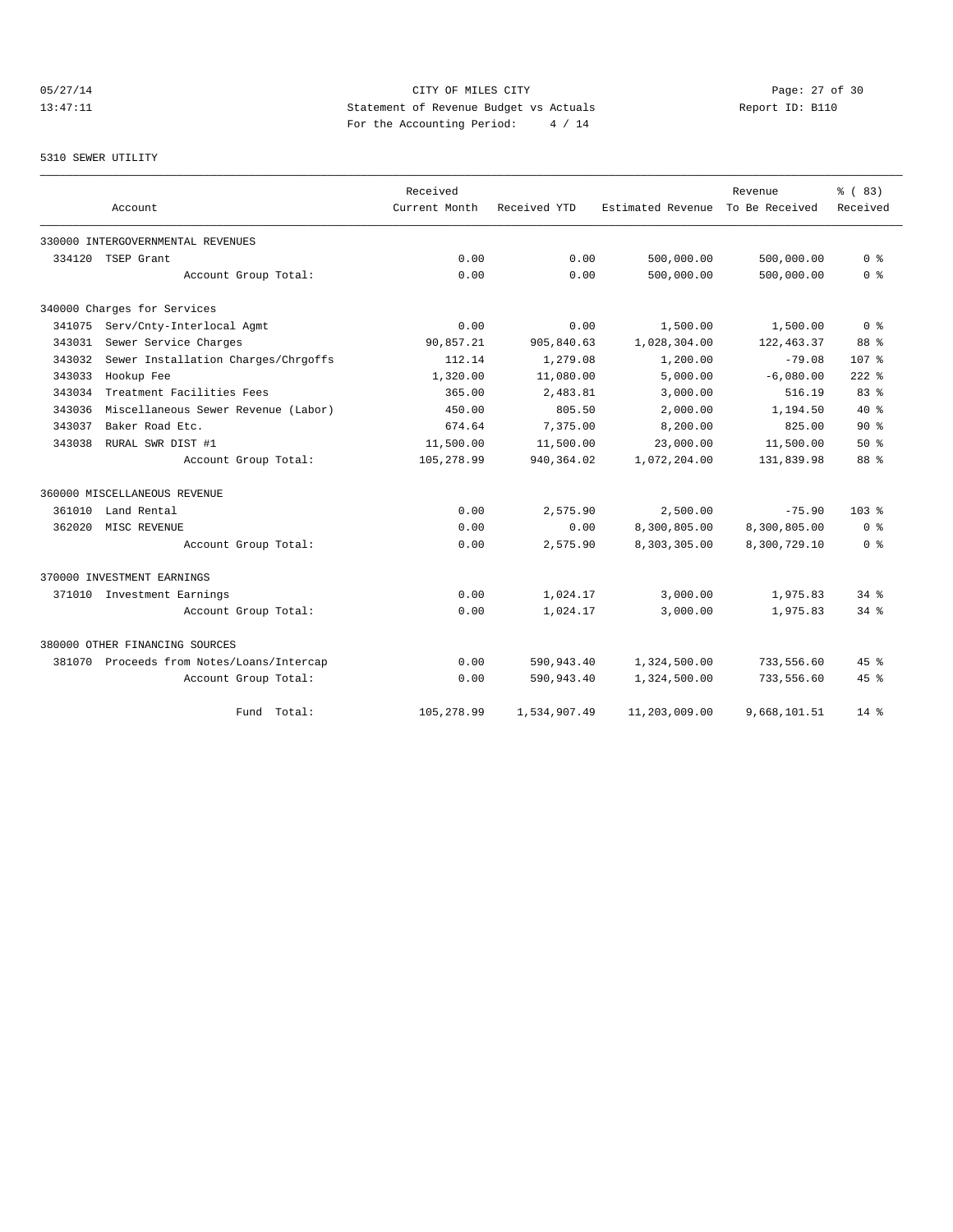CITY OF MILES CITY
Statement of Revenue Budget vs Actuals
For the Accounting Period: 4 / 14

05/27/14
13:47:11

Report ID: B110

5310 SEWER UTILITY

| Account | Received Current Month | Received YTD | Estimated Revenue | Revenue To Be Received | % ( 83) Received |
|---|---|---|---|---|---|
| 330000 INTERGOVERNMENTAL REVENUES | | | | | |
| 334120 TSEP Grant | 0.00 | 0.00 | 500,000.00 | 500,000.00 | 0 % |
| Account Group Total: | 0.00 | 0.00 | 500,000.00 | 500,000.00 | 0 % |
| 340000 Charges for Services | | | | | |
| 341075 Serv/Cnty-Interlocal Agmt | 0.00 | 0.00 | 1,500.00 | 1,500.00 | 0 % |
| 343031 Sewer Service Charges | 90,857.21 | 905,840.63 | 1,028,304.00 | 122,463.37 | 88 % |
| 343032 Sewer Installation Charges/Chrgoffs | 112.14 | 1,279.08 | 1,200.00 | -79.08 | 107 % |
| 343033 Hookup Fee | 1,320.00 | 11,080.00 | 5,000.00 | -6,080.00 | 222 % |
| 343034 Treatment Facilities Fees | 365.00 | 2,483.81 | 3,000.00 | 516.19 | 83 % |
| 343036 Miscellaneous Sewer Revenue (Labor) | 450.00 | 805.50 | 2,000.00 | 1,194.50 | 40 % |
| 343037 Baker Road Etc. | 674.64 | 7,375.00 | 8,200.00 | 825.00 | 90 % |
| 343038 RURAL SWR DIST #1 | 11,500.00 | 11,500.00 | 23,000.00 | 11,500.00 | 50 % |
| Account Group Total: | 105,278.99 | 940,364.02 | 1,072,204.00 | 131,839.98 | 88 % |
| 360000 MISCELLANEOUS REVENUE | | | | | |
| 361010 Land Rental | 0.00 | 2,575.90 | 2,500.00 | -75.90 | 103 % |
| 362020 MISC REVENUE | 0.00 | 0.00 | 8,300,805.00 | 8,300,805.00 | 0 % |
| Account Group Total: | 0.00 | 2,575.90 | 8,303,305.00 | 8,300,729.10 | 0 % |
| 370000 INVESTMENT EARNINGS | | | | | |
| 371010 Investment Earnings | 0.00 | 1,024.17 | 3,000.00 | 1,975.83 | 34 % |
| Account Group Total: | 0.00 | 1,024.17 | 3,000.00 | 1,975.83 | 34 % |
| 380000 OTHER FINANCING SOURCES | | | | | |
| 381070 Proceeds from Notes/Loans/Intercap | 0.00 | 590,943.40 | 1,324,500.00 | 733,556.60 | 45 % |
| Account Group Total: | 0.00 | 590,943.40 | 1,324,500.00 | 733,556.60 | 45 % |
| Fund Total: | 105,278.99 | 1,534,907.49 | 11,203,009.00 | 9,668,101.51 | 14 % |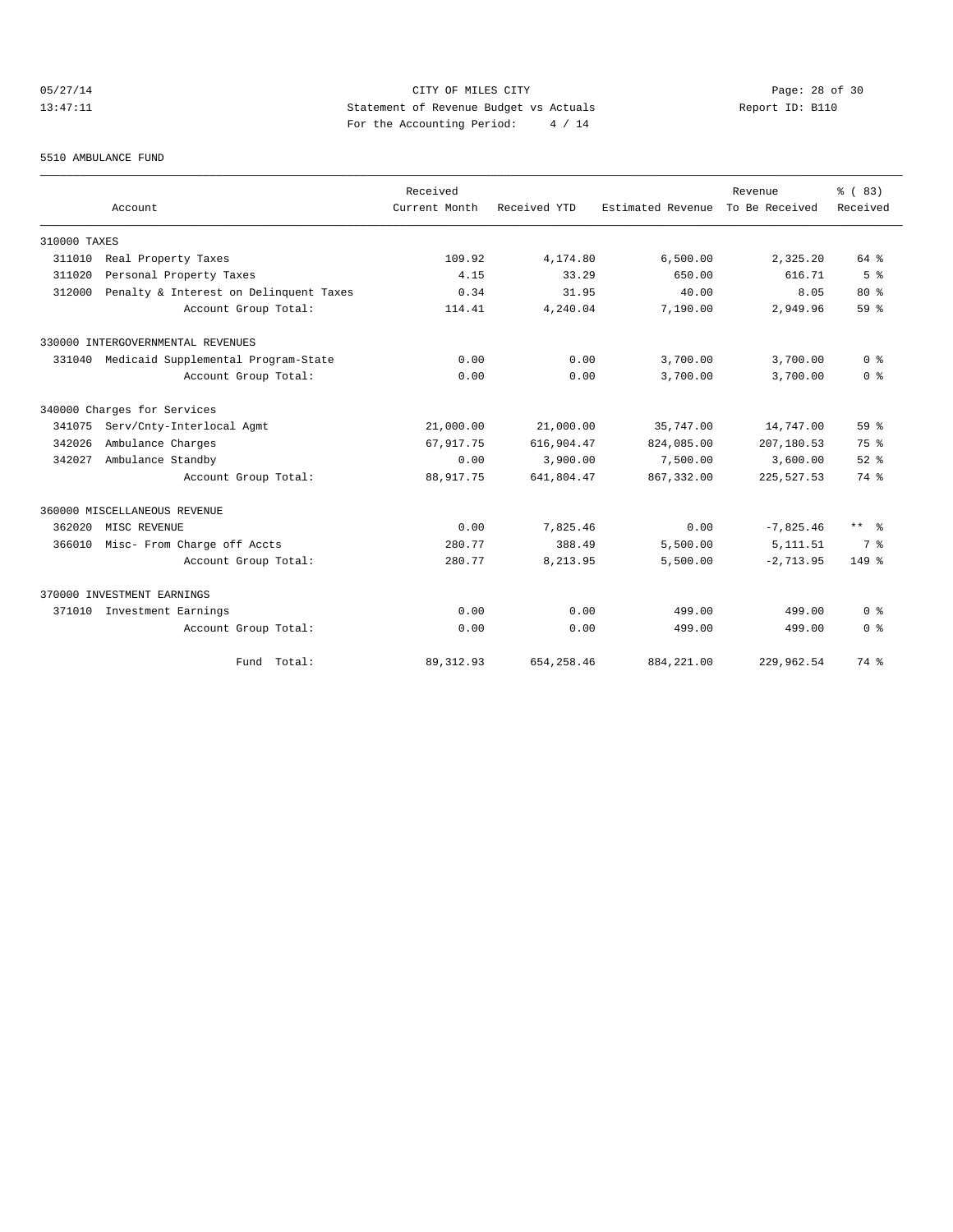CITY OF MILES CITY
Statement of Revenue Budget vs Actuals
For the Accounting Period: 4 / 14

05/27/14 13:47:11 — Report ID: B110

5510 AMBULANCE FUND

| Account | Received Current Month | Received YTD | Estimated Revenue | Revenue To Be Received | % ( 83) Received |
|---|---|---|---|---|---|
| **310000 TAXES** | | | | | |
| 311010 Real Property Taxes | 109.92 | 4,174.80 | 6,500.00 | 2,325.20 | 64 % |
| 311020 Personal Property Taxes | 4.15 | 33.29 | 650.00 | 616.71 | 5 % |
| 312000 Penalty & Interest on Delinquent Taxes | 0.34 | 31.95 | 40.00 | 8.05 | 80 % |
| Account Group Total: | 114.41 | 4,240.04 | 7,190.00 | 2,949.96 | 59 % |
| **330000 INTERGOVERNMENTAL REVENUES** | | | | | |
| 331040 Medicaid Supplemental Program-State | 0.00 | 0.00 | 3,700.00 | 3,700.00 | 0 % |
| Account Group Total: | 0.00 | 0.00 | 3,700.00 | 3,700.00 | 0 % |
| **340000 Charges for Services** | | | | | |
| 341075 Serv/Cnty-Interlocal Agmt | 21,000.00 | 21,000.00 | 35,747.00 | 14,747.00 | 59 % |
| 342026 Ambulance Charges | 67,917.75 | 616,904.47 | 824,085.00 | 207,180.53 | 75 % |
| 342027 Ambulance Standby | 0.00 | 3,900.00 | 7,500.00 | 3,600.00 | 52 % |
| Account Group Total: | 88,917.75 | 641,804.47 | 867,332.00 | 225,527.53 | 74 % |
| **360000 MISCELLANEOUS REVENUE** | | | | | |
| 362020 MISC REVENUE | 0.00 | 7,825.46 | 0.00 | -7,825.46 | ** % |
| 366010 Misc- From Charge off Accts | 280.77 | 388.49 | 5,500.00 | 5,111.51 | 7 % |
| Account Group Total: | 280.77 | 8,213.95 | 5,500.00 | -2,713.95 | 149 % |
| **370000 INVESTMENT EARNINGS** | | | | | |
| 371010 Investment Earnings | 0.00 | 0.00 | 499.00 | 499.00 | 0 % |
| Account Group Total: | 0.00 | 0.00 | 499.00 | 499.00 | 0 % |
| Fund Total: | 89,312.93 | 654,258.46 | 884,221.00 | 229,962.54 | 74 % |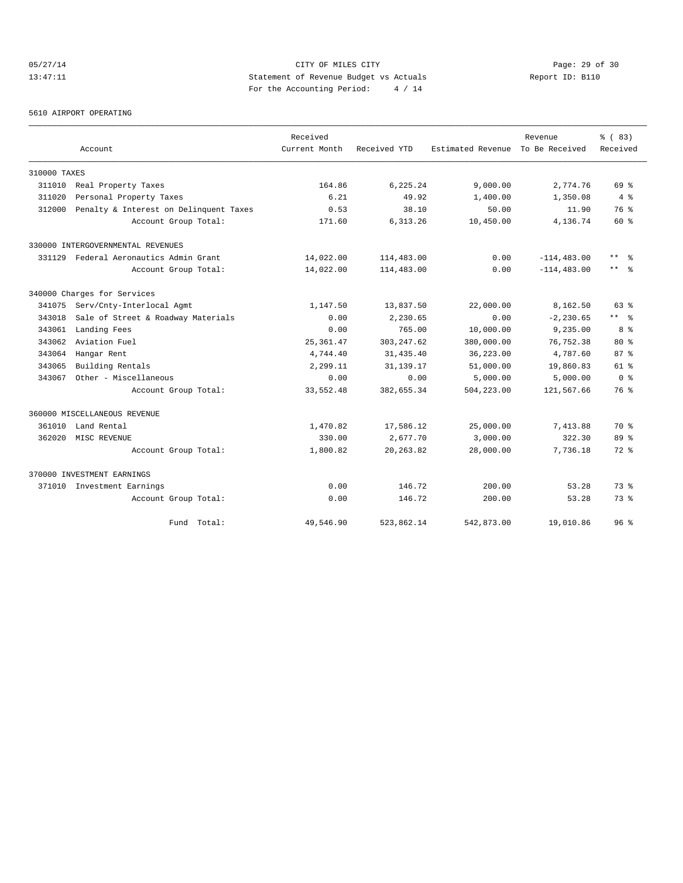CITY OF MILES CITY
Statement of Revenue Budget vs Actuals
For the Accounting Period: 4 / 14

05/27/14
13:47:11

Report ID: B110

5610 AIRPORT OPERATING

| Account | Received Current Month | Received YTD | Estimated Revenue | Revenue To Be Received | % ( 83) Received |
|---|---|---|---|---|---|
| **310000 TAXES** | | | | | |
| 311010 Real Property Taxes | 164.86 | 6,225.24 | 9,000.00 | 2,774.76 | 69 % |
| 311020 Personal Property Taxes | 6.21 | 49.92 | 1,400.00 | 1,350.08 | 4 % |
| 312000 Penalty & Interest on Delinquent Taxes | 0.53 | 38.10 | 50.00 | 11.90 | 76 % |
| Account Group Total: | 171.60 | 6,313.26 | 10,450.00 | 4,136.74 | 60 % |
| **330000 INTERGOVERNMENTAL REVENUES** | | | | | |
| 331129 Federal Aeronautics Admin Grant | 14,022.00 | 114,483.00 | 0.00 | -114,483.00 | ** % |
| Account Group Total: | 14,022.00 | 114,483.00 | 0.00 | -114,483.00 | ** % |
| **340000 Charges for Services** | | | | | |
| 341075 Serv/Cnty-Interlocal Agmt | 1,147.50 | 13,837.50 | 22,000.00 | 8,162.50 | 63 % |
| 343018 Sale of Street & Roadway Materials | 0.00 | 2,230.65 | 0.00 | -2,230.65 | ** % |
| 343061 Landing Fees | 0.00 | 765.00 | 10,000.00 | 9,235.00 | 8 % |
| 343062 Aviation Fuel | 25,361.47 | 303,247.62 | 380,000.00 | 76,752.38 | 80 % |
| 343064 Hangar Rent | 4,744.40 | 31,435.40 | 36,223.00 | 4,787.60 | 87 % |
| 343065 Building Rentals | 2,299.11 | 31,139.17 | 51,000.00 | 19,860.83 | 61 % |
| 343067 Other - Miscellaneous | 0.00 | 0.00 | 5,000.00 | 5,000.00 | 0 % |
| Account Group Total: | 33,552.48 | 382,655.34 | 504,223.00 | 121,567.66 | 76 % |
| **360000 MISCELLANEOUS REVENUE** | | | | | |
| 361010 Land Rental | 1,470.82 | 17,586.12 | 25,000.00 | 7,413.88 | 70 % |
| 362020 MISC REVENUE | 330.00 | 2,677.70 | 3,000.00 | 322.30 | 89 % |
| Account Group Total: | 1,800.82 | 20,263.82 | 28,000.00 | 7,736.18 | 72 % |
| **370000 INVESTMENT EARNINGS** | | | | | |
| 371010 Investment Earnings | 0.00 | 146.72 | 200.00 | 53.28 | 73 % |
| Account Group Total: | 0.00 | 146.72 | 200.00 | 53.28 | 73 % |
| Fund Total: | 49,546.90 | 523,862.14 | 542,873.00 | 19,010.86 | 96 % |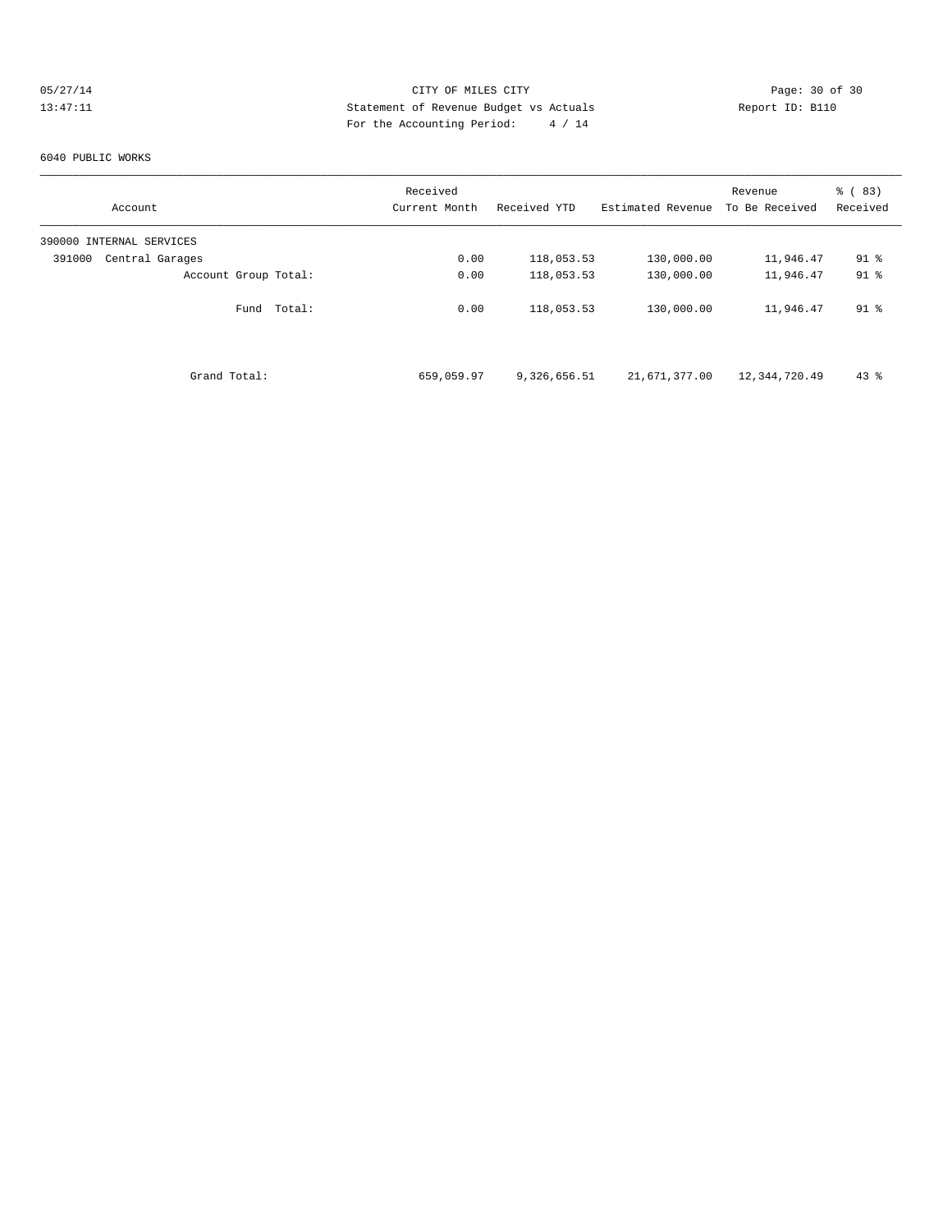CITY OF MILES CITY

Statement of Revenue Budget vs Actuals

Report ID: B110

05/27/14 13:47:11

For the Accounting Period: 4 / 14

6040 PUBLIC WORKS

| Account | Received Current Month | Received YTD | Estimated Revenue | Revenue To Be Received | % ( 83) Received |
|---|---|---|---|---|---|
| 390000 INTERNAL SERVICES | | | | | |
| 391000 Central Garages | 0.00 | 118,053.53 | 130,000.00 | 11,946.47 | 91 % |
| Account Group Total: | 0.00 | 118,053.53 | 130,000.00 | 11,946.47 | 91 % |
| Fund Total: | 0.00 | 118,053.53 | 130,000.00 | 11,946.47 | 91 % |
| Grand Total: | 659,059.97 | 9,326,656.51 | 21,671,377.00 | 12,344,720.49 | 43 % |